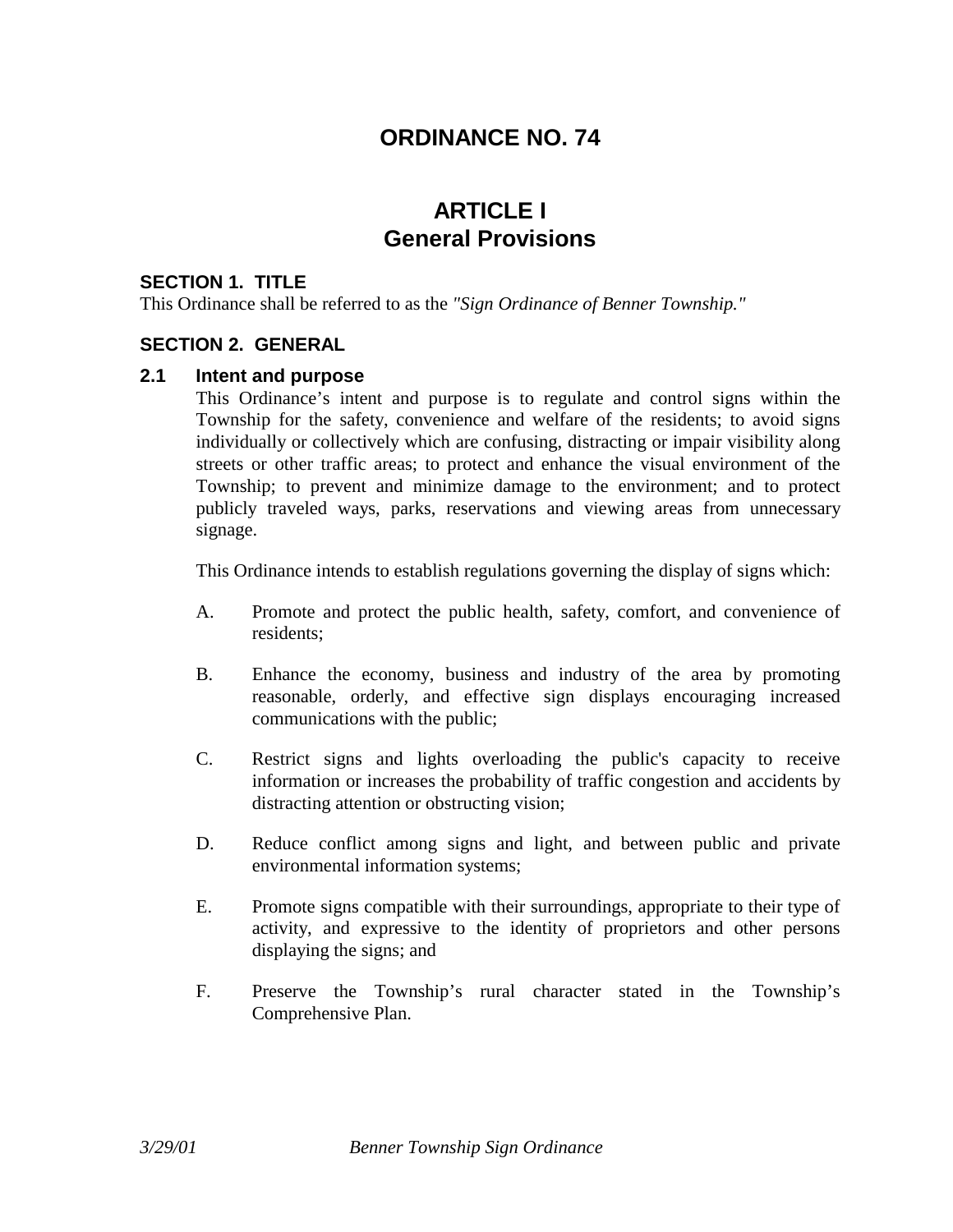# ORDINANCE NO. 74

# ARTICLE I
# General Provisions

### SECTION 1. TITLE

This Ordinance shall be referred to as the *"Sign Ordinance of Benner Township."*

### SECTION 2. GENERAL

#### 2.1 Intent and purpose

This Ordinance's intent and purpose is to regulate and control signs within the Township for the safety, convenience and welfare of the residents; to avoid signs individually or collectively which are confusing, distracting or impair visibility along streets or other traffic areas; to protect and enhance the visual environment of the Township; to prevent and minimize damage to the environment; and to protect publicly traveled ways, parks, reservations and viewing areas from unnecessary signage.

This Ordinance intends to establish regulations governing the display of signs which:

A. Promote and protect the public health, safety, comfort, and convenience of residents;

B. Enhance the economy, business and industry of the area by promoting reasonable, orderly, and effective sign displays encouraging increased communications with the public;

C. Restrict signs and lights overloading the public's capacity to receive information or increases the probability of traffic congestion and accidents by distracting attention or obstructing vision;

D. Reduce conflict among signs and light, and between public and private environmental information systems;

E. Promote signs compatible with their surroundings, appropriate to their type of activity, and expressive to the identity of proprietors and other persons displaying the signs; and

F. Preserve the Township's rural character stated in the Township's Comprehensive Plan.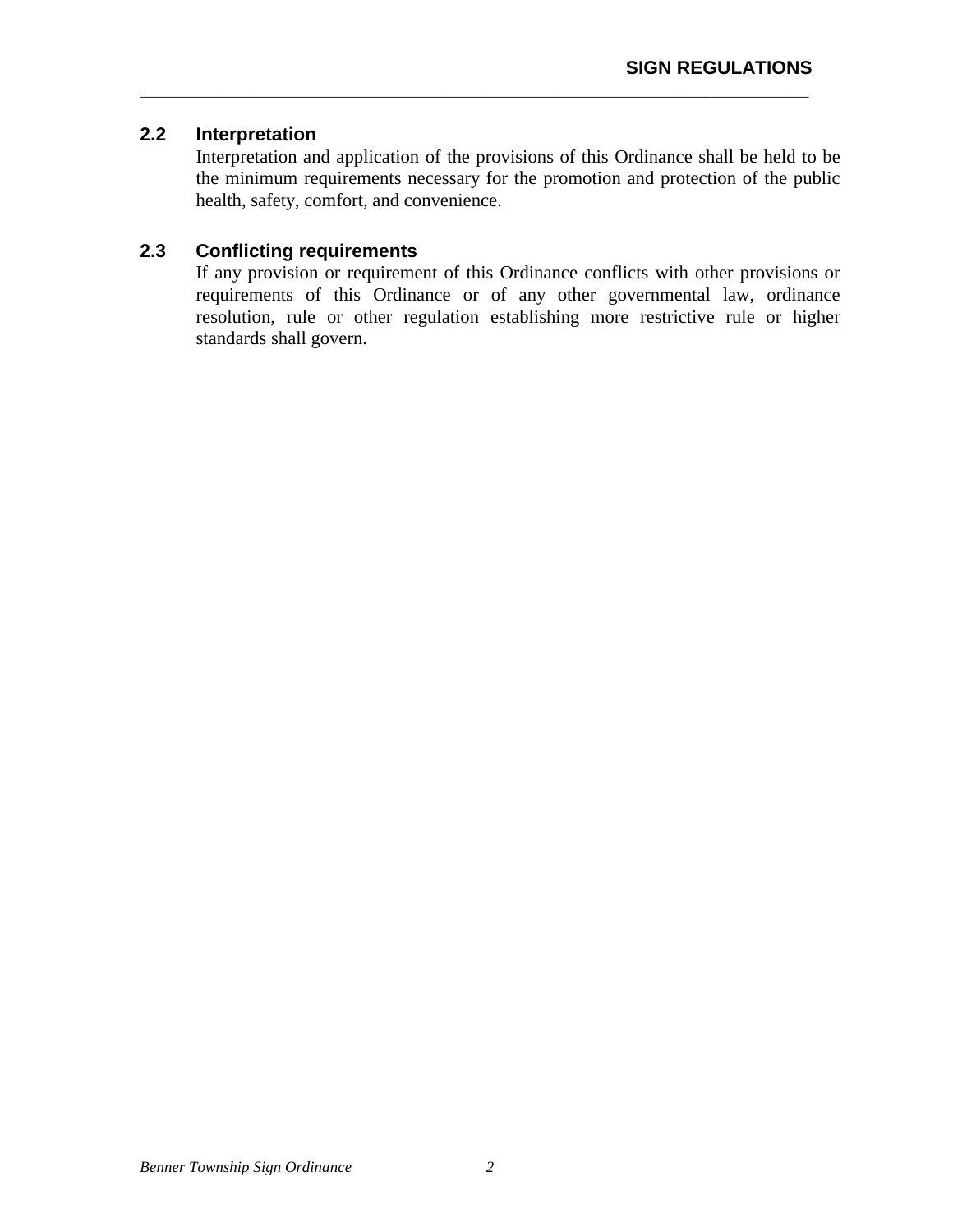### 2.2 Interpretation

Interpretation and application of the provisions of this Ordinance shall be held to be the minimum requirements necessary for the promotion and protection of the public health, safety, comfort, and convenience.

### 2.3 Conflicting requirements

If any provision or requirement of this Ordinance conflicts with other provisions or requirements of this Ordinance or of any other governmental law, ordinance resolution, rule or other regulation establishing more restrictive rule or higher standards shall govern.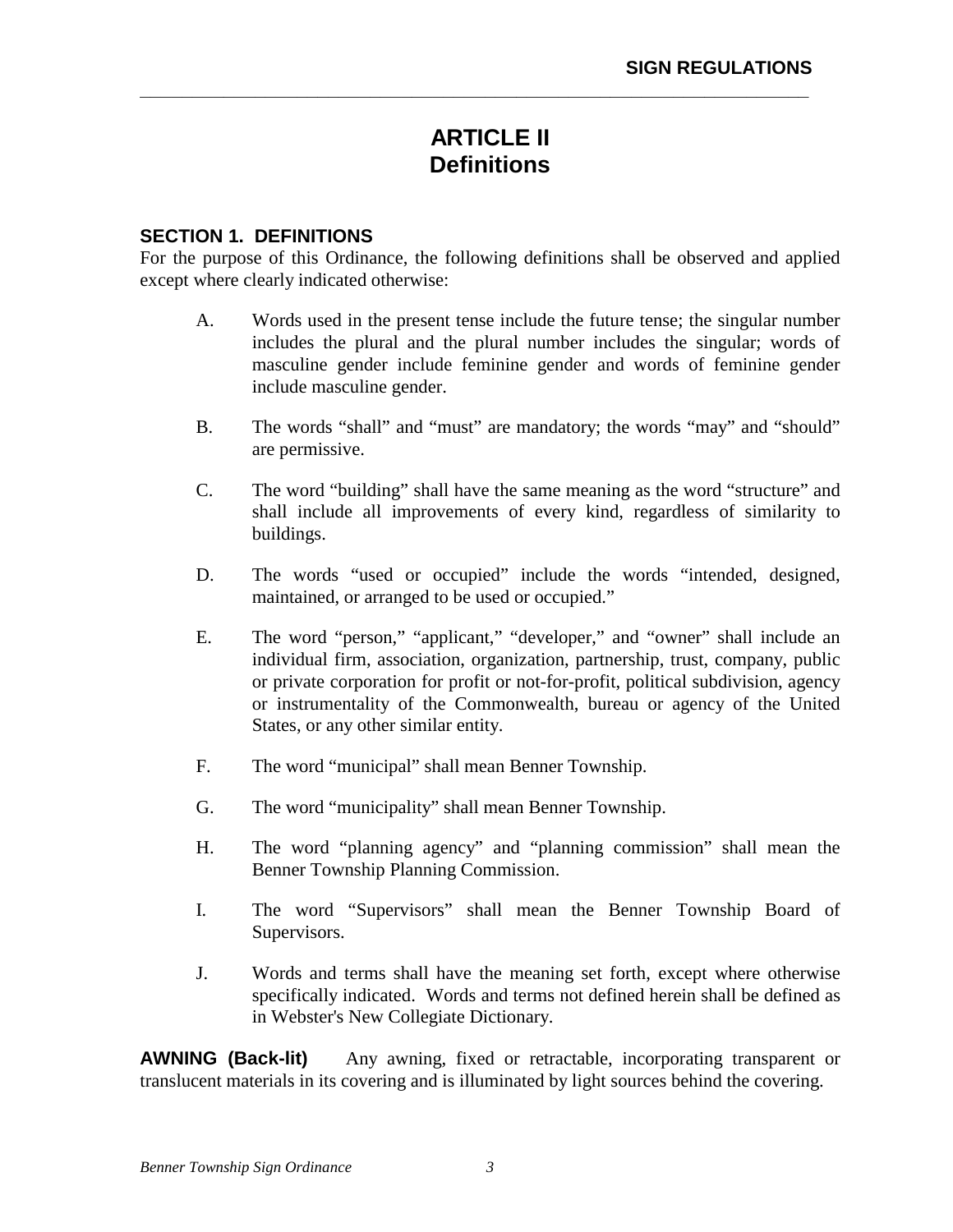# ARTICLE II
# Definitions

### SECTION 1. DEFINITIONS

For the purpose of this Ordinance, the following definitions shall be observed and applied except where clearly indicated otherwise:

A. Words used in the present tense include the future tense; the singular number includes the plural and the plural number includes the singular; words of masculine gender include feminine gender and words of feminine gender include masculine gender.

B. The words "shall" and "must" are mandatory; the words "may" and "should" are permissive.

C. The word "building" shall have the same meaning as the word "structure" and shall include all improvements of every kind, regardless of similarity to buildings.

D. The words "used or occupied" include the words "intended, designed, maintained, or arranged to be used or occupied."

E. The word "person," "applicant," "developer," and "owner" shall include an individual firm, association, organization, partnership, trust, company, public or private corporation for profit or not-for-profit, political subdivision, agency or instrumentality of the Commonwealth, bureau or agency of the United States, or any other similar entity.

F. The word "municipal" shall mean Benner Township.

G. The word "municipality" shall mean Benner Township.

H. The word "planning agency" and "planning commission" shall mean the Benner Township Planning Commission.

I. The word "Supervisors" shall mean the Benner Township Board of Supervisors.

J. Words and terms shall have the meaning set forth, except where otherwise specifically indicated. Words and terms not defined herein shall be defined as in Webster's New Collegiate Dictionary.

**AWNING (Back-lit)** Any awning, fixed or retractable, incorporating transparent or translucent materials in its covering and is illuminated by light sources behind the covering.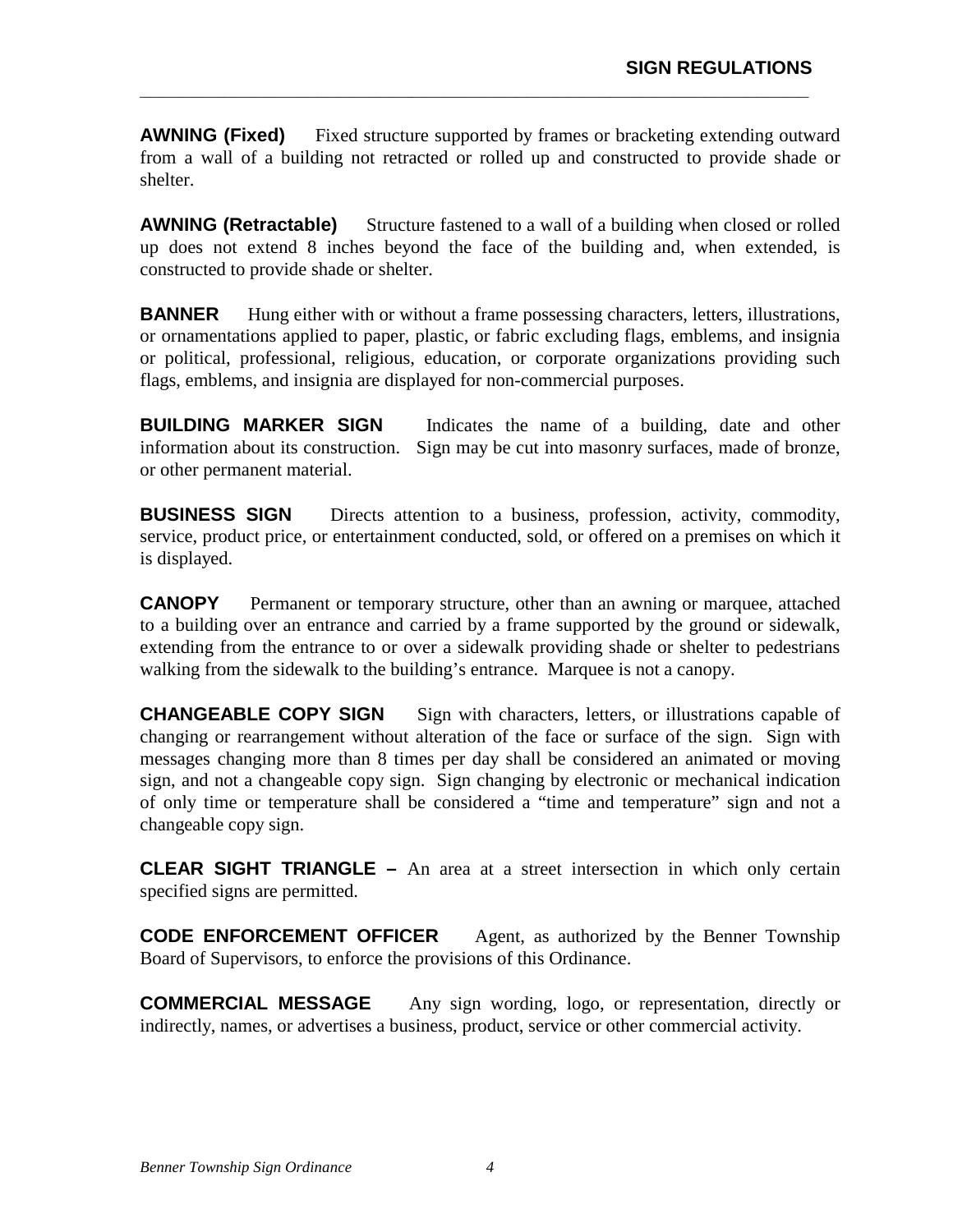**AWNING (Fixed)** Fixed structure supported by frames or bracketing extending outward from a wall of a building not retracted or rolled up and constructed to provide shade or shelter.

**AWNING (Retractable)** Structure fastened to a wall of a building when closed or rolled up does not extend 8 inches beyond the face of the building and, when extended, is constructed to provide shade or shelter.

**BANNER** Hung either with or without a frame possessing characters, letters, illustrations, or ornamentations applied to paper, plastic, or fabric excluding flags, emblems, and insignia or political, professional, religious, education, or corporate organizations providing such flags, emblems, and insignia are displayed for non-commercial purposes.

**BUILDING MARKER SIGN** Indicates the name of a building, date and other information about its construction. Sign may be cut into masonry surfaces, made of bronze, or other permanent material.

**BUSINESS SIGN** Directs attention to a business, profession, activity, commodity, service, product price, or entertainment conducted, sold, or offered on a premises on which it is displayed.

**CANOPY** Permanent or temporary structure, other than an awning or marquee, attached to a building over an entrance and carried by a frame supported by the ground or sidewalk, extending from the entrance to or over a sidewalk providing shade or shelter to pedestrians walking from the sidewalk to the building's entrance. Marquee is not a canopy.

**CHANGEABLE COPY SIGN** Sign with characters, letters, or illustrations capable of changing or rearrangement without alteration of the face or surface of the sign. Sign with messages changing more than 8 times per day shall be considered an animated or moving sign, and not a changeable copy sign. Sign changing by electronic or mechanical indication of only time or temperature shall be considered a "time and temperature" sign and not a changeable copy sign.

**CLEAR SIGHT TRIANGLE –** An area at a street intersection in which only certain specified signs are permitted.

**CODE ENFORCEMENT OFFICER** Agent, as authorized by the Benner Township Board of Supervisors, to enforce the provisions of this Ordinance.

**COMMERCIAL MESSAGE** Any sign wording, logo, or representation, directly or indirectly, names, or advertises a business, product, service or other commercial activity.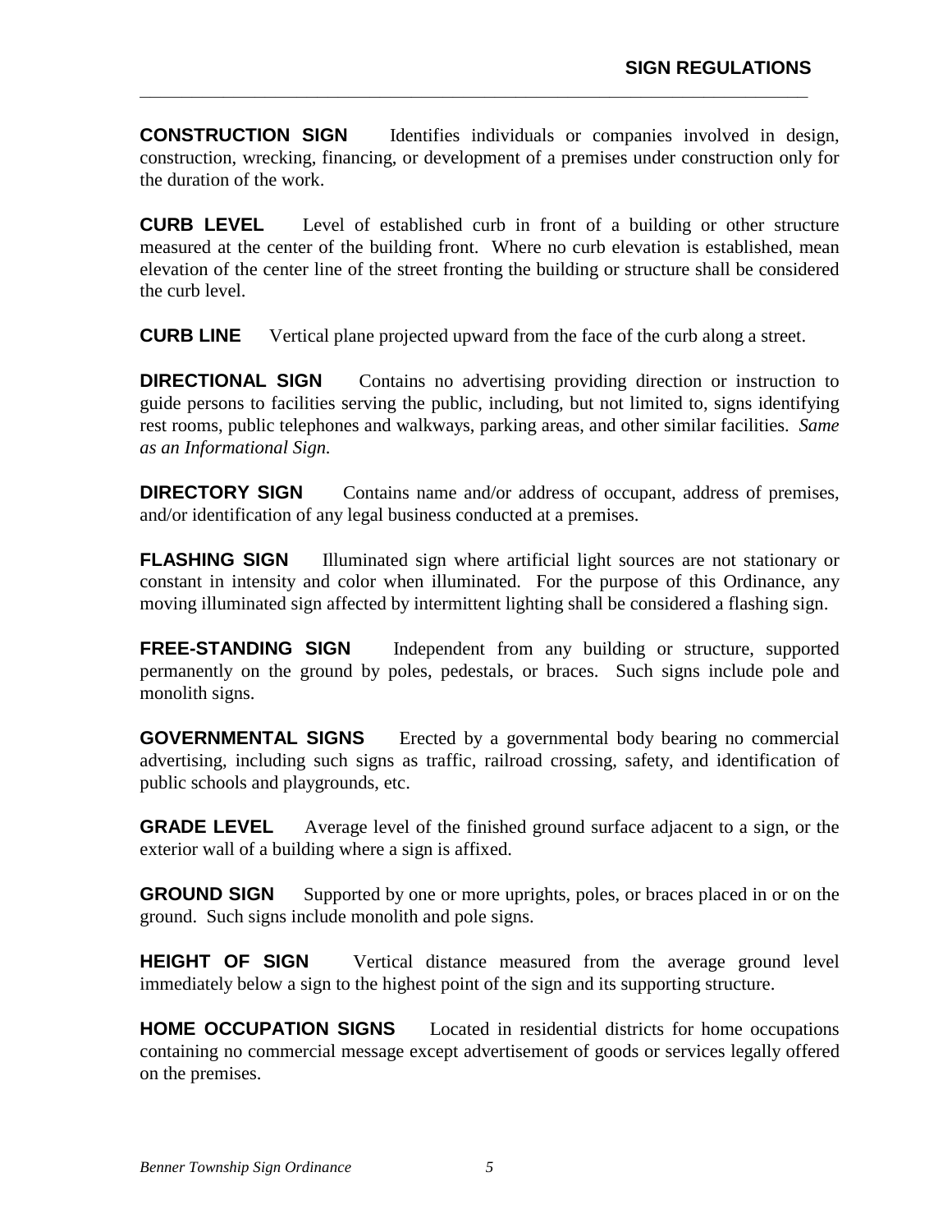**CONSTRUCTION SIGN** Identifies individuals or companies involved in design, construction, wrecking, financing, or development of a premises under construction only for the duration of the work.

**CURB LEVEL** Level of established curb in front of a building or other structure measured at the center of the building front. Where no curb elevation is established, mean elevation of the center line of the street fronting the building or structure shall be considered the curb level.

**CURB LINE** Vertical plane projected upward from the face of the curb along a street.

**DIRECTIONAL SIGN** Contains no advertising providing direction or instruction to guide persons to facilities serving the public, including, but not limited to, signs identifying rest rooms, public telephones and walkways, parking areas, and other similar facilities. *Same as an Informational Sign.*

**DIRECTORY SIGN** Contains name and/or address of occupant, address of premises, and/or identification of any legal business conducted at a premises.

**FLASHING SIGN** Illuminated sign where artificial light sources are not stationary or constant in intensity and color when illuminated. For the purpose of this Ordinance, any moving illuminated sign affected by intermittent lighting shall be considered a flashing sign.

**FREE-STANDING SIGN** Independent from any building or structure, supported permanently on the ground by poles, pedestals, or braces. Such signs include pole and monolith signs.

**GOVERNMENTAL SIGNS** Erected by a governmental body bearing no commercial advertising, including such signs as traffic, railroad crossing, safety, and identification of public schools and playgrounds, etc.

**GRADE LEVEL** Average level of the finished ground surface adjacent to a sign, or the exterior wall of a building where a sign is affixed.

**GROUND SIGN** Supported by one or more uprights, poles, or braces placed in or on the ground. Such signs include monolith and pole signs.

**HEIGHT OF SIGN** Vertical distance measured from the average ground level immediately below a sign to the highest point of the sign and its supporting structure.

**HOME OCCUPATION SIGNS** Located in residential districts for home occupations containing no commercial message except advertisement of goods or services legally offered on the premises.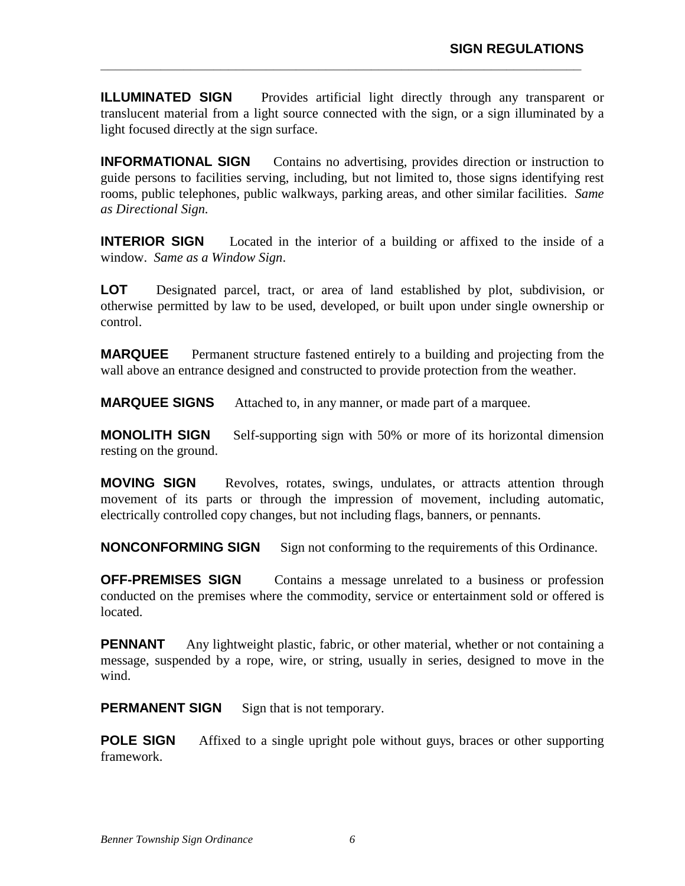**ILLUMINATED SIGN** Provides artificial light directly through any transparent or translucent material from a light source connected with the sign, or a sign illuminated by a light focused directly at the sign surface.

**INFORMATIONAL SIGN** Contains no advertising, provides direction or instruction to guide persons to facilities serving, including, but not limited to, those signs identifying rest rooms, public telephones, public walkways, parking areas, and other similar facilities. *Same as Directional Sign.*

**INTERIOR SIGN** Located in the interior of a building or affixed to the inside of a window. *Same as a Window Sign*.

**LOT** Designated parcel, tract, or area of land established by plot, subdivision, or otherwise permitted by law to be used, developed, or built upon under single ownership or control.

**MARQUEE** Permanent structure fastened entirely to a building and projecting from the wall above an entrance designed and constructed to provide protection from the weather.

**MARQUEE SIGNS** Attached to, in any manner, or made part of a marquee.

**MONOLITH SIGN** Self-supporting sign with 50% or more of its horizontal dimension resting on the ground.

**MOVING SIGN** Revolves, rotates, swings, undulates, or attracts attention through movement of its parts or through the impression of movement, including automatic, electrically controlled copy changes, but not including flags, banners, or pennants.

**NONCONFORMING SIGN** Sign not conforming to the requirements of this Ordinance.

**OFF-PREMISES SIGN** Contains a message unrelated to a business or profession conducted on the premises where the commodity, service or entertainment sold or offered is located.

**PENNANT** Any lightweight plastic, fabric, or other material, whether or not containing a message, suspended by a rope, wire, or string, usually in series, designed to move in the wind.

**PERMANENT SIGN** Sign that is not temporary.

**POLE SIGN** Affixed to a single upright pole without guys, braces or other supporting framework.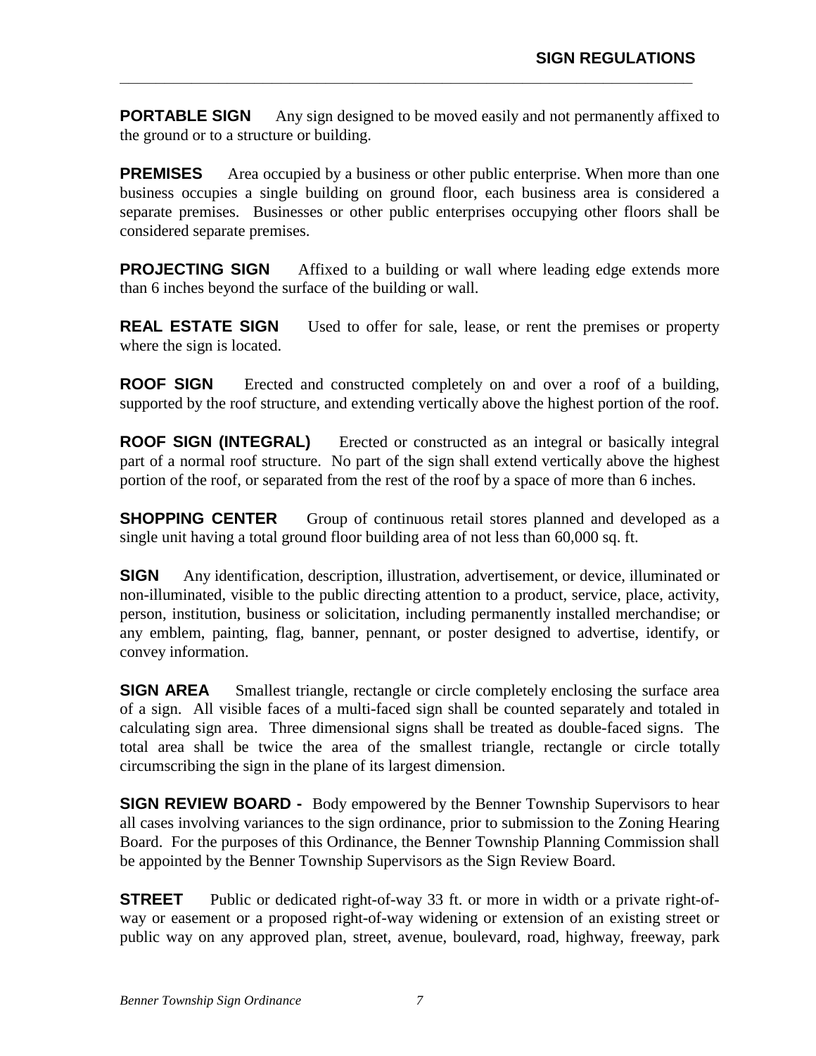**PORTABLE SIGN** Any sign designed to be moved easily and not permanently affixed to the ground or to a structure or building.

**PREMISES** Area occupied by a business or other public enterprise. When more than one business occupies a single building on ground floor, each business area is considered a separate premises. Businesses or other public enterprises occupying other floors shall be considered separate premises.

**PROJECTING SIGN** Affixed to a building or wall where leading edge extends more than 6 inches beyond the surface of the building or wall.

**REAL ESTATE SIGN** Used to offer for sale, lease, or rent the premises or property where the sign is located.

**ROOF SIGN** Erected and constructed completely on and over a roof of a building, supported by the roof structure, and extending vertically above the highest portion of the roof.

**ROOF SIGN (INTEGRAL)** Erected or constructed as an integral or basically integral part of a normal roof structure. No part of the sign shall extend vertically above the highest portion of the roof, or separated from the rest of the roof by a space of more than 6 inches.

**SHOPPING CENTER** Group of continuous retail stores planned and developed as a single unit having a total ground floor building area of not less than 60,000 sq. ft.

**SIGN** Any identification, description, illustration, advertisement, or device, illuminated or non-illuminated, visible to the public directing attention to a product, service, place, activity, person, institution, business or solicitation, including permanently installed merchandise; or any emblem, painting, flag, banner, pennant, or poster designed to advertise, identify, or convey information.

**SIGN AREA** Smallest triangle, rectangle or circle completely enclosing the surface area of a sign. All visible faces of a multi-faced sign shall be counted separately and totaled in calculating sign area. Three dimensional signs shall be treated as double-faced signs. The total area shall be twice the area of the smallest triangle, rectangle or circle totally circumscribing the sign in the plane of its largest dimension.

**SIGN REVIEW BOARD -** Body empowered by the Benner Township Supervisors to hear all cases involving variances to the sign ordinance, prior to submission to the Zoning Hearing Board. For the purposes of this Ordinance, the Benner Township Planning Commission shall be appointed by the Benner Township Supervisors as the Sign Review Board.

**STREET** Public or dedicated right-of-way 33 ft. or more in width or a private right-of-way or easement or a proposed right-of-way widening or extension of an existing street or public way on any approved plan, street, avenue, boulevard, road, highway, freeway, park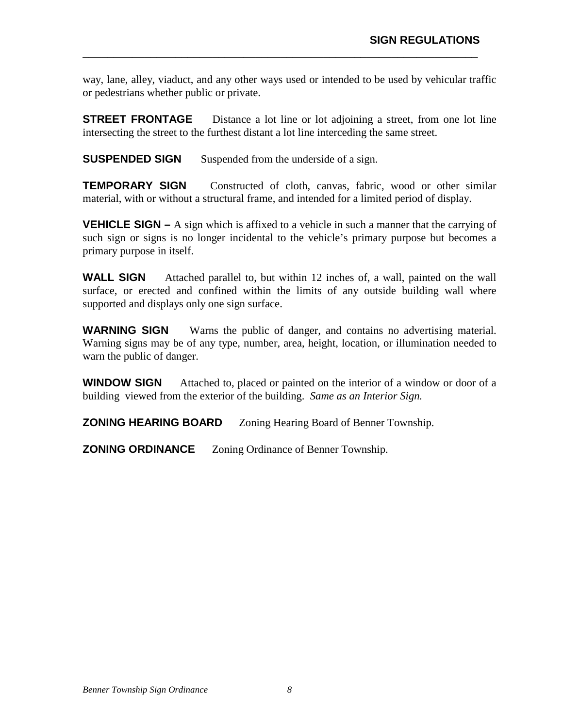way, lane, alley, viaduct, and any other ways used or intended to be used by vehicular traffic or pedestrians whether public or private.

**STREET FRONTAGE** Distance a lot line or lot adjoining a street, from one lot line intersecting the street to the furthest distant a lot line interceding the same street.

**SUSPENDED SIGN** Suspended from the underside of a sign.

**TEMPORARY SIGN** Constructed of cloth, canvas, fabric, wood or other similar material, with or without a structural frame, and intended for a limited period of display.

**VEHICLE SIGN –** A sign which is affixed to a vehicle in such a manner that the carrying of such sign or signs is no longer incidental to the vehicle's primary purpose but becomes a primary purpose in itself.

**WALL SIGN** Attached parallel to, but within 12 inches of, a wall, painted on the wall surface, or erected and confined within the limits of any outside building wall where supported and displays only one sign surface.

**WARNING SIGN** Warns the public of danger, and contains no advertising material. Warning signs may be of any type, number, area, height, location, or illumination needed to warn the public of danger.

**WINDOW SIGN** Attached to, placed or painted on the interior of a window or door of a building viewed from the exterior of the building. *Same as an Interior Sign.*

**ZONING HEARING BOARD** Zoning Hearing Board of Benner Township.

**ZONING ORDINANCE** Zoning Ordinance of Benner Township.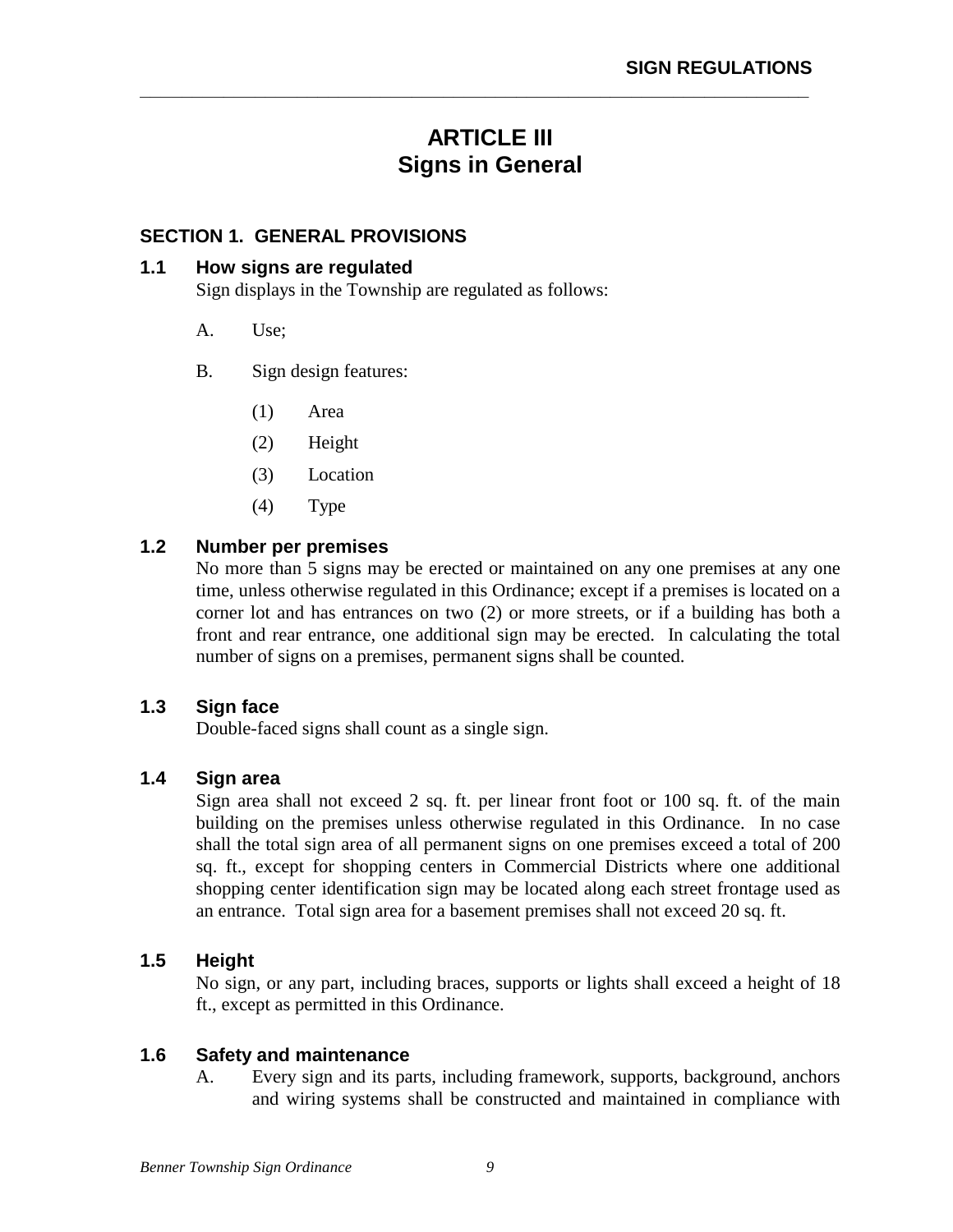# ARTICLE III
# Signs in General

## SECTION 1. GENERAL PROVISIONS

### 1.1 How signs are regulated

Sign displays in the Township are regulated as follows:

A. Use;

B. Sign design features:

(1) Area

(2) Height

(3) Location

(4) Type

### 1.2 Number per premises

No more than 5 signs may be erected or maintained on any one premises at any one time, unless otherwise regulated in this Ordinance; except if a premises is located on a corner lot and has entrances on two (2) or more streets, or if a building has both a front and rear entrance, one additional sign may be erected. In calculating the total number of signs on a premises, permanent signs shall be counted.

### 1.3 Sign face

Double-faced signs shall count as a single sign.

### 1.4 Sign area

Sign area shall not exceed 2 sq. ft. per linear front foot or 100 sq. ft. of the main building on the premises unless otherwise regulated in this Ordinance. In no case shall the total sign area of all permanent signs on one premises exceed a total of 200 sq. ft., except for shopping centers in Commercial Districts where one additional shopping center identification sign may be located along each street frontage used as an entrance. Total sign area for a basement premises shall not exceed 20 sq. ft.

### 1.5 Height

No sign, or any part, including braces, supports or lights shall exceed a height of 18 ft., except as permitted in this Ordinance.

### 1.6 Safety and maintenance

A. Every sign and its parts, including framework, supports, background, anchors and wiring systems shall be constructed and maintained in compliance with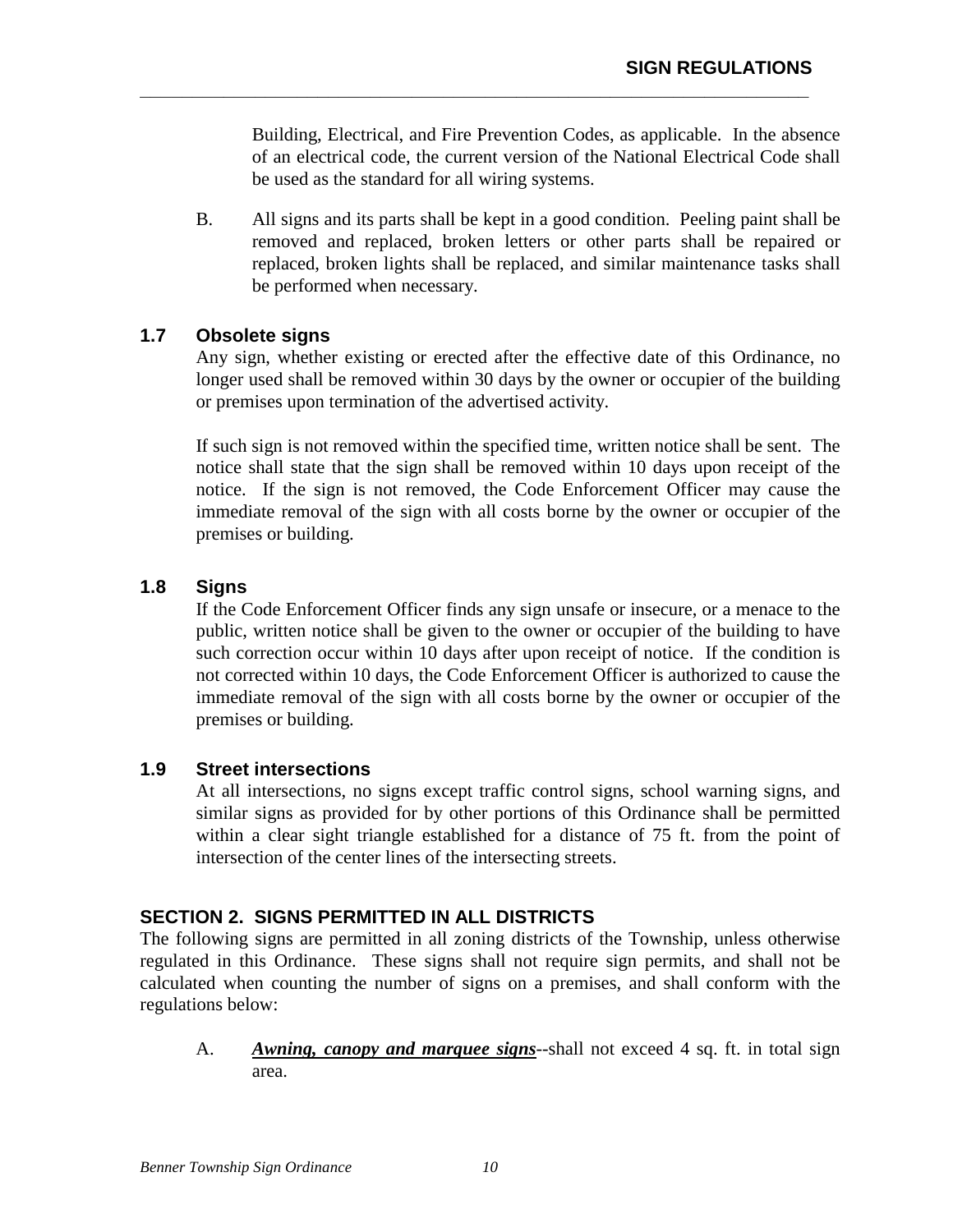Building, Electrical, and Fire Prevention Codes, as applicable. In the absence of an electrical code, the current version of the National Electrical Code shall be used as the standard for all wiring systems.

B. All signs and its parts shall be kept in a good condition. Peeling paint shall be removed and replaced, broken letters or other parts shall be repaired or replaced, broken lights shall be replaced, and similar maintenance tasks shall be performed when necessary.

### 1.7 Obsolete signs

Any sign, whether existing or erected after the effective date of this Ordinance, no longer used shall be removed within 30 days by the owner or occupier of the building or premises upon termination of the advertised activity.

If such sign is not removed within the specified time, written notice shall be sent. The notice shall state that the sign shall be removed within 10 days upon receipt of the notice. If the sign is not removed, the Code Enforcement Officer may cause the immediate removal of the sign with all costs borne by the owner or occupier of the premises or building.

### 1.8 Signs

If the Code Enforcement Officer finds any sign unsafe or insecure, or a menace to the public, written notice shall be given to the owner or occupier of the building to have such correction occur within 10 days after upon receipt of notice. If the condition is not corrected within 10 days, the Code Enforcement Officer is authorized to cause the immediate removal of the sign with all costs borne by the owner or occupier of the premises or building.

### 1.9 Street intersections

At all intersections, no signs except traffic control signs, school warning signs, and similar signs as provided for by other portions of this Ordinance shall be permitted within a clear sight triangle established for a distance of 75 ft. from the point of intersection of the center lines of the intersecting streets.

## SECTION 2. SIGNS PERMITTED IN ALL DISTRICTS

The following signs are permitted in all zoning districts of the Township, unless otherwise regulated in this Ordinance. These signs shall not require sign permits, and shall not be calculated when counting the number of signs on a premises, and shall conform with the regulations below:

A. ***Awning, canopy and marquee signs***--shall not exceed 4 sq. ft. in total sign area.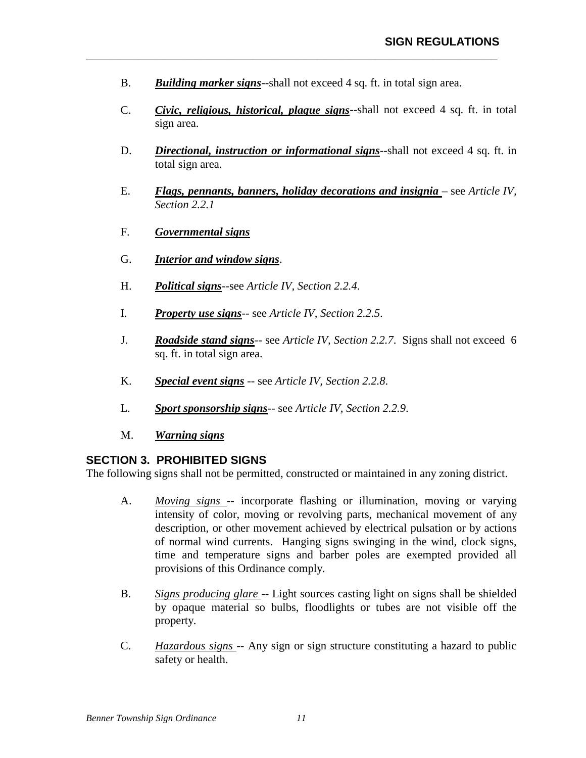B. ***Building marker signs***--shall not exceed 4 sq. ft. in total sign area.

C. ***Civic, religious, historical, plaque signs***--shall not exceed 4 sq. ft. in total sign area.

D. ***Directional, instruction or informational signs***--shall not exceed 4 sq. ft. in total sign area.

E. ***Flags, pennants, banners, holiday decorations and insignia*** – see *Article IV, Section 2.2.1*

F. ***Governmental signs***

G. ***Interior and window signs***.

H. ***Political signs***--see *Article IV, Section 2.2.4*.

I. ***Property use signs***-- see *Article IV, Section 2.2.5*.

J. ***Roadside stand signs***-- see *Article IV, Section 2.2.7*. Signs shall not exceed 6 sq. ft. in total sign area.

K. ***Special event signs*** -- see *Article IV, Section 2.2.8*.

L. ***Sport sponsorship signs***-- see *Article IV, Section 2.2.9*.

M. ***Warning signs***

## SECTION 3. PROHIBITED SIGNS

The following signs shall not be permitted, constructed or maintained in any zoning district.

A. *Moving signs* -- incorporate flashing or illumination, moving or varying intensity of color, moving or revolving parts, mechanical movement of any description, or other movement achieved by electrical pulsation or by actions of normal wind currents. Hanging signs swinging in the wind, clock signs, time and temperature signs and barber poles are exempted provided all provisions of this Ordinance comply.

B. *Signs producing glare* -- Light sources casting light on signs shall be shielded by opaque material so bulbs, floodlights or tubes are not visible off the property.

C. *Hazardous signs* -- Any sign or sign structure constituting a hazard to public safety or health.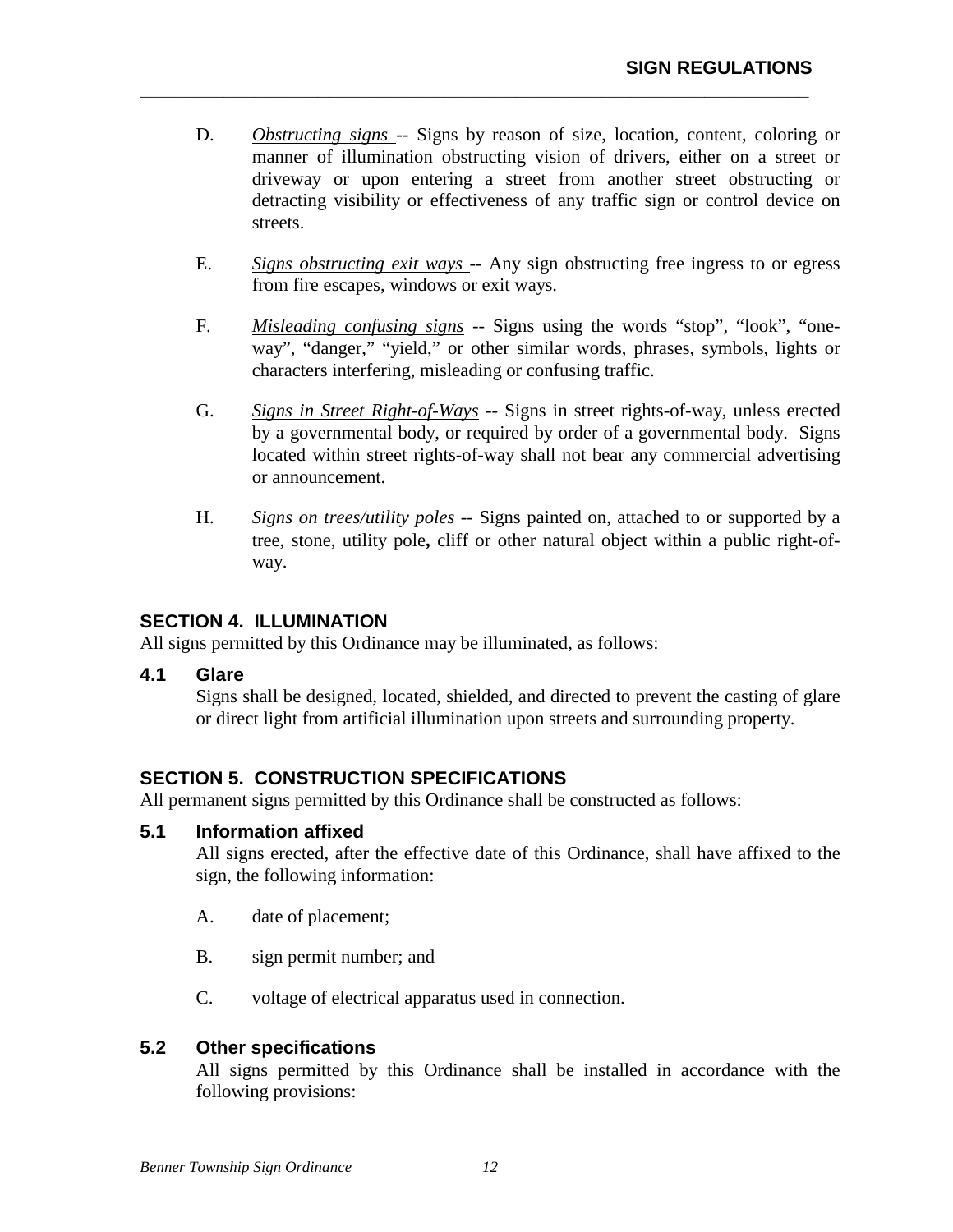D. *Obstructing signs* -- Signs by reason of size, location, content, coloring or manner of illumination obstructing vision of drivers, either on a street or driveway or upon entering a street from another street obstructing or detracting visibility or effectiveness of any traffic sign or control device on streets.

E. *Signs obstructing exit ways* -- Any sign obstructing free ingress to or egress from fire escapes, windows or exit ways.

F. *Misleading confusing signs* -- Signs using the words "stop", "look", "one-way", "danger," "yield," or other similar words, phrases, symbols, lights or characters interfering, misleading or confusing traffic.

G. *Signs in Street Right-of-Ways* -- Signs in street rights-of-way, unless erected by a governmental body, or required by order of a governmental body. Signs located within street rights-of-way shall not bear any commercial advertising or announcement.

H. *Signs on trees/utility poles* -- Signs painted on, attached to or supported by a tree, stone, utility pole**,** cliff or other natural object within a public right-of-way.

## SECTION 4. ILLUMINATION

All signs permitted by this Ordinance may be illuminated, as follows:

### 4.1 Glare

Signs shall be designed, located, shielded, and directed to prevent the casting of glare or direct light from artificial illumination upon streets and surrounding property.

## SECTION 5. CONSTRUCTION SPECIFICATIONS

All permanent signs permitted by this Ordinance shall be constructed as follows:

### 5.1 Information affixed

All signs erected, after the effective date of this Ordinance, shall have affixed to the sign, the following information:

A. date of placement;

B. sign permit number; and

C. voltage of electrical apparatus used in connection.

### 5.2 Other specifications

All signs permitted by this Ordinance shall be installed in accordance with the following provisions: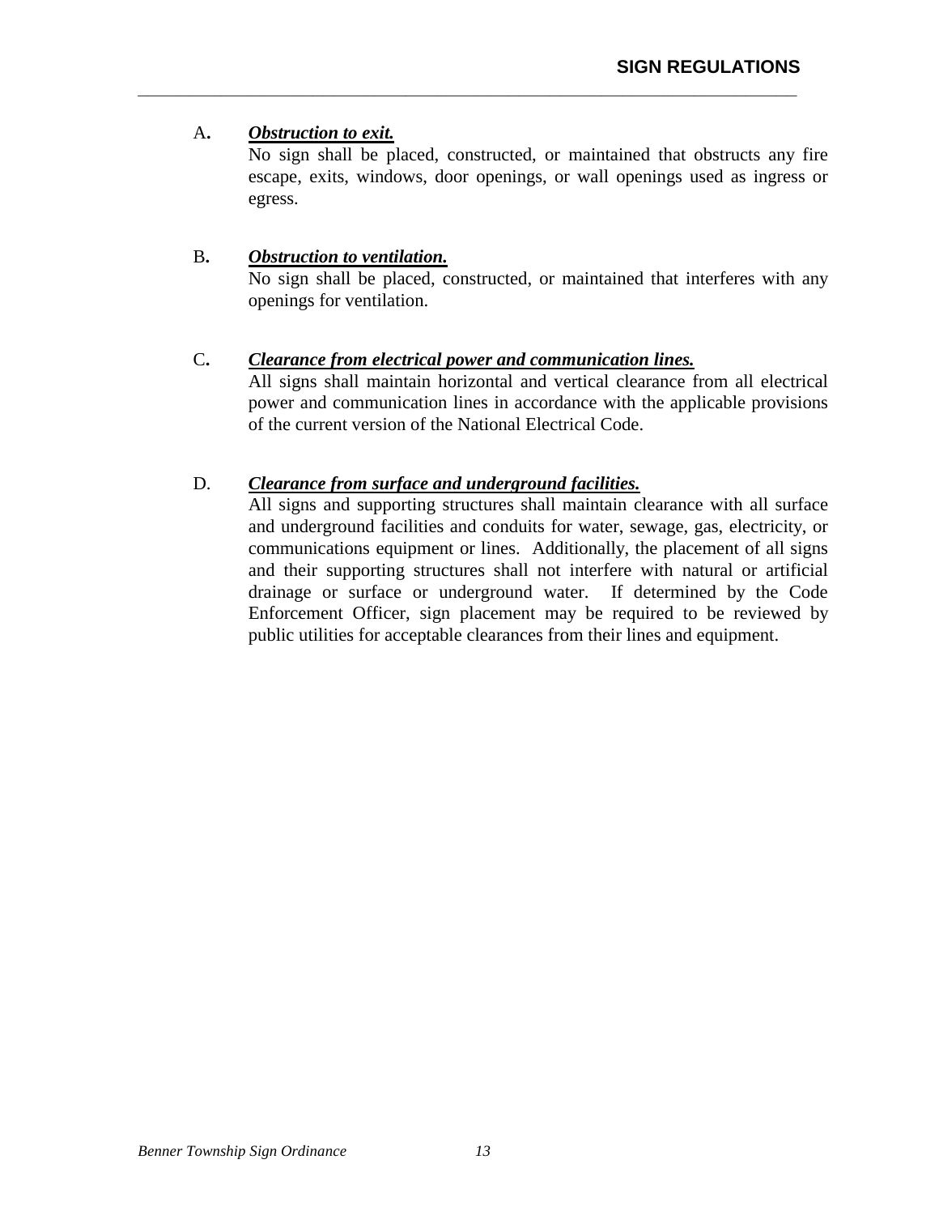A. ***Obstruction to exit.***

No sign shall be placed, constructed, or maintained that obstructs any fire escape, exits, windows, door openings, or wall openings used as ingress or egress.

B. ***Obstruction to ventilation.***

No sign shall be placed, constructed, or maintained that interferes with any openings for ventilation.

C. ***Clearance from electrical power and communication lines.***

All signs shall maintain horizontal and vertical clearance from all electrical power and communication lines in accordance with the applicable provisions of the current version of the National Electrical Code.

D. ***Clearance from surface and underground facilities.***

All signs and supporting structures shall maintain clearance with all surface and underground facilities and conduits for water, sewage, gas, electricity, or communications equipment or lines. Additionally, the placement of all signs and their supporting structures shall not interfere with natural or artificial drainage or surface or underground water. If determined by the Code Enforcement Officer, sign placement may be required to be reviewed by public utilities for acceptable clearances from their lines and equipment.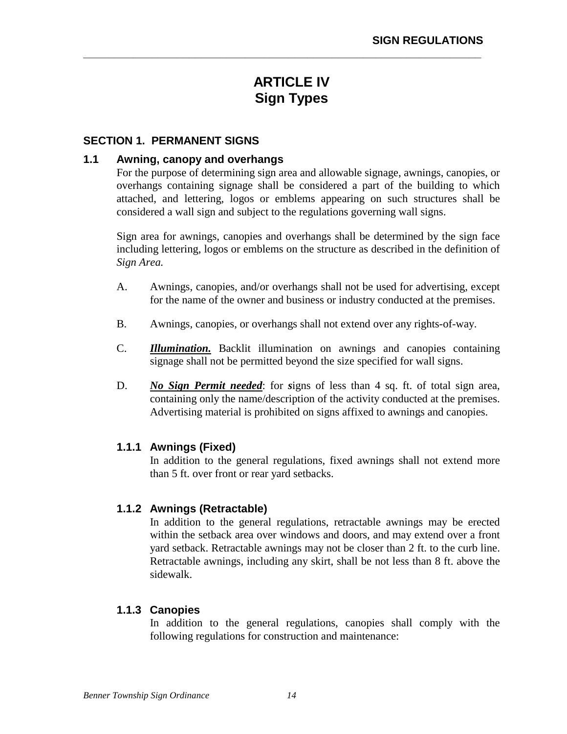# ARTICLE IV
# Sign Types

## SECTION 1. PERMANENT SIGNS

### 1.1 Awning, canopy and overhangs

For the purpose of determining sign area and allowable signage, awnings, canopies, or overhangs containing signage shall be considered a part of the building to which attached, and lettering, logos or emblems appearing on such structures shall be considered a wall sign and subject to the regulations governing wall signs.

Sign area for awnings, canopies and overhangs shall be determined by the sign face including lettering, logos or emblems on the structure as described in the definition of *Sign Area.*

A. Awnings, canopies, and/or overhangs shall not be used for advertising, except for the name of the owner and business or industry conducted at the premises.

B. Awnings, canopies, or overhangs shall not extend over any rights-of-way.

C. ***Illumination.*** Backlit illumination on awnings and canopies containing signage shall not be permitted beyond the size specified for wall signs.

D. ***No Sign Permit needed***: for ***s***igns of less than 4 sq. ft. of total sign area, containing only the name/description of the activity conducted at the premises. Advertising material is prohibited on signs affixed to awnings and canopies.

#### 1.1.1 Awnings (Fixed)

In addition to the general regulations, fixed awnings shall not extend more than 5 ft. over front or rear yard setbacks.

#### 1.1.2 Awnings (Retractable)

In addition to the general regulations, retractable awnings may be erected within the setback area over windows and doors, and may extend over a front yard setback. Retractable awnings may not be closer than 2 ft. to the curb line. Retractable awnings, including any skirt, shall be not less than 8 ft. above the sidewalk.

#### 1.1.3 Canopies

In addition to the general regulations, canopies shall comply with the following regulations for construction and maintenance: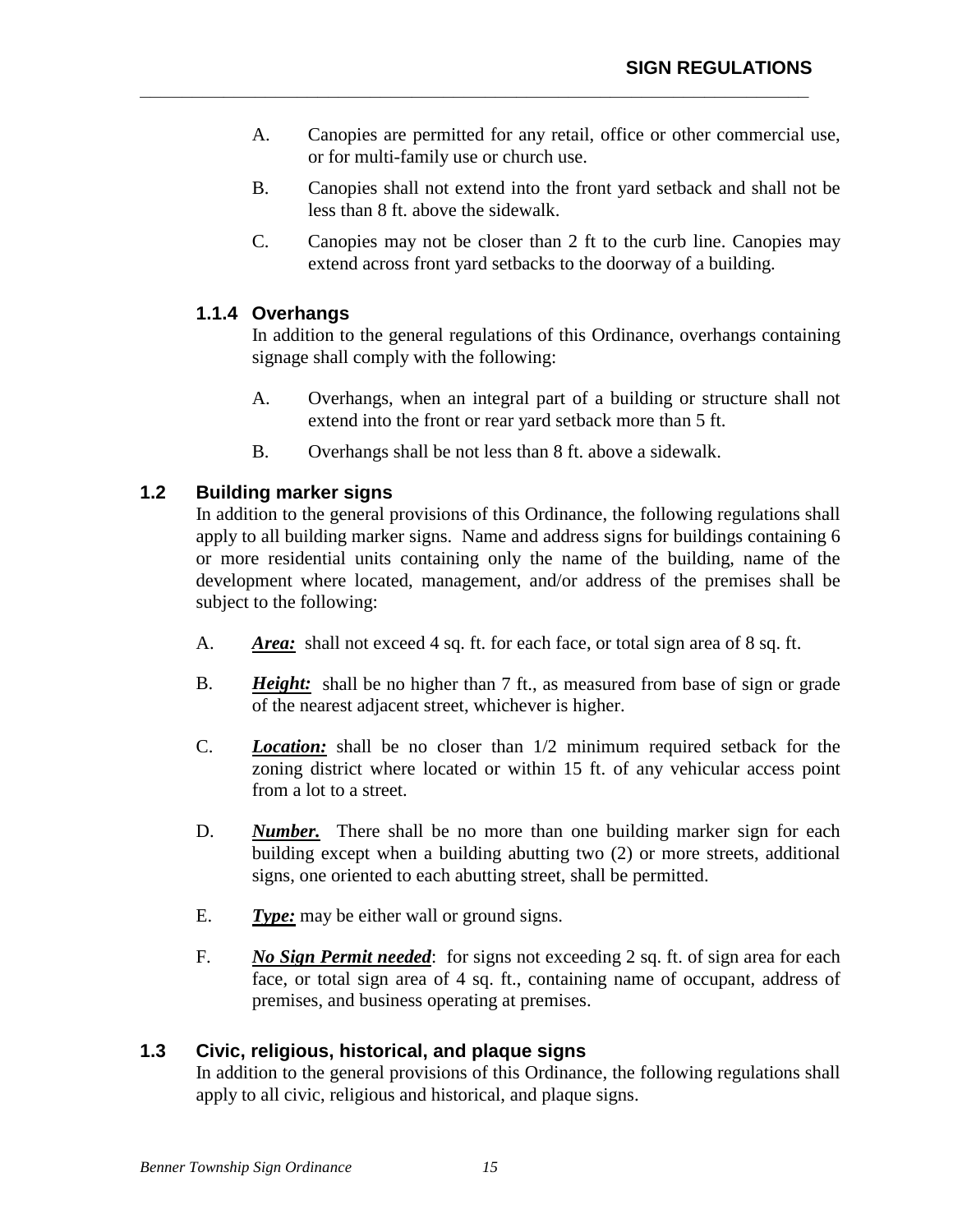A. Canopies are permitted for any retail, office or other commercial use, or for multi-family use or church use.

B. Canopies shall not extend into the front yard setback and shall not be less than 8 ft. above the sidewalk.

C. Canopies may not be closer than 2 ft to the curb line. Canopies may extend across front yard setbacks to the doorway of a building.

### 1.1.4 Overhangs

In addition to the general regulations of this Ordinance, overhangs containing signage shall comply with the following:

A. Overhangs, when an integral part of a building or structure shall not extend into the front or rear yard setback more than 5 ft.

B. Overhangs shall be not less than 8 ft. above a sidewalk.

## 1.2 Building marker signs

In addition to the general provisions of this Ordinance, the following regulations shall apply to all building marker signs. Name and address signs for buildings containing 6 or more residential units containing only the name of the building, name of the development where located, management, and/or address of the premises shall be subject to the following:

A. ***Area:*** shall not exceed 4 sq. ft. for each face, or total sign area of 8 sq. ft.

B. ***Height:*** shall be no higher than 7 ft., as measured from base of sign or grade of the nearest adjacent street, whichever is higher.

C. ***Location:*** shall be no closer than 1/2 minimum required setback for the zoning district where located or within 15 ft. of any vehicular access point from a lot to a street.

D. ***Number.*** There shall be no more than one building marker sign for each building except when a building abutting two (2) or more streets, additional signs, one oriented to each abutting street, shall be permitted.

E. ***Type:*** may be either wall or ground signs.

F. ***No Sign Permit needed***: for signs not exceeding 2 sq. ft. of sign area for each face, or total sign area of 4 sq. ft., containing name of occupant, address of premises, and business operating at premises.

## 1.3 Civic, religious, historical, and plaque signs

In addition to the general provisions of this Ordinance, the following regulations shall apply to all civic, religious and historical, and plaque signs.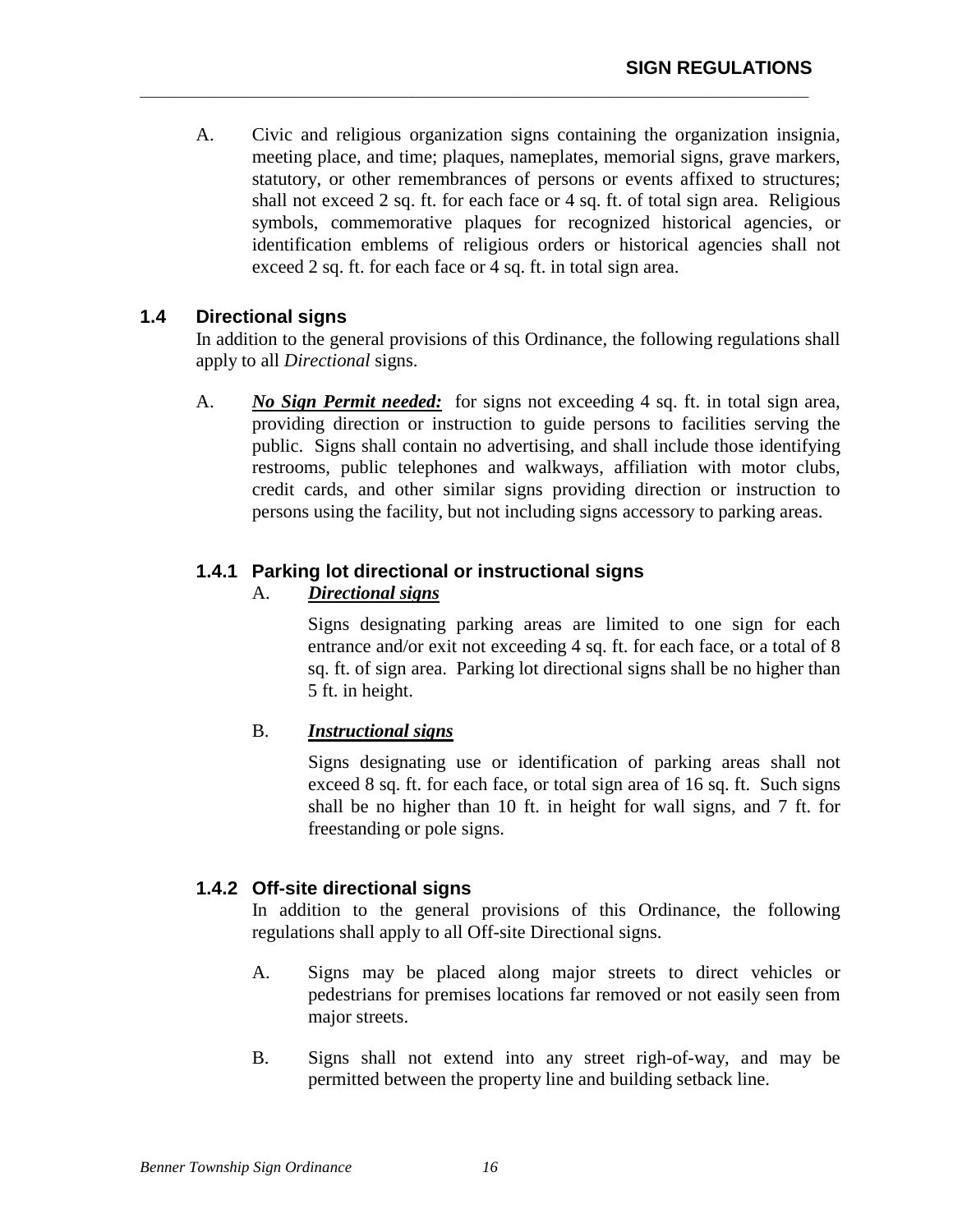A. Civic and religious organization signs containing the organization insignia, meeting place, and time; plaques, nameplates, memorial signs, grave markers, statutory, or other remembrances of persons or events affixed to structures; shall not exceed 2 sq. ft. for each face or 4 sq. ft. of total sign area. Religious symbols, commemorative plaques for recognized historical agencies, or identification emblems of religious orders or historical agencies shall not exceed 2 sq. ft. for each face or 4 sq. ft. in total sign area.

## 1.4 Directional signs

In addition to the general provisions of this Ordinance, the following regulations shall apply to all *Directional* signs.

A. ***No Sign Permit needed:*** for signs not exceeding 4 sq. ft. in total sign area, providing direction or instruction to guide persons to facilities serving the public. Signs shall contain no advertising, and shall include those identifying restrooms, public telephones and walkways, affiliation with motor clubs, credit cards, and other similar signs providing direction or instruction to persons using the facility, but not including signs accessory to parking areas.

### 1.4.1 Parking lot directional or instructional signs

A. ***Directional signs***

Signs designating parking areas are limited to one sign for each entrance and/or exit not exceeding 4 sq. ft. for each face, or a total of 8 sq. ft. of sign area. Parking lot directional signs shall be no higher than 5 ft. in height.

B. ***Instructional signs***

Signs designating use or identification of parking areas shall not exceed 8 sq. ft. for each face, or total sign area of 16 sq. ft. Such signs shall be no higher than 10 ft. in height for wall signs, and 7 ft. for freestanding or pole signs.

### 1.4.2 Off-site directional signs

In addition to the general provisions of this Ordinance, the following regulations shall apply to all Off-site Directional signs.

A. Signs may be placed along major streets to direct vehicles or pedestrians for premises locations far removed or not easily seen from major streets.

B. Signs shall not extend into any street righ-of-way, and may be permitted between the property line and building setback line.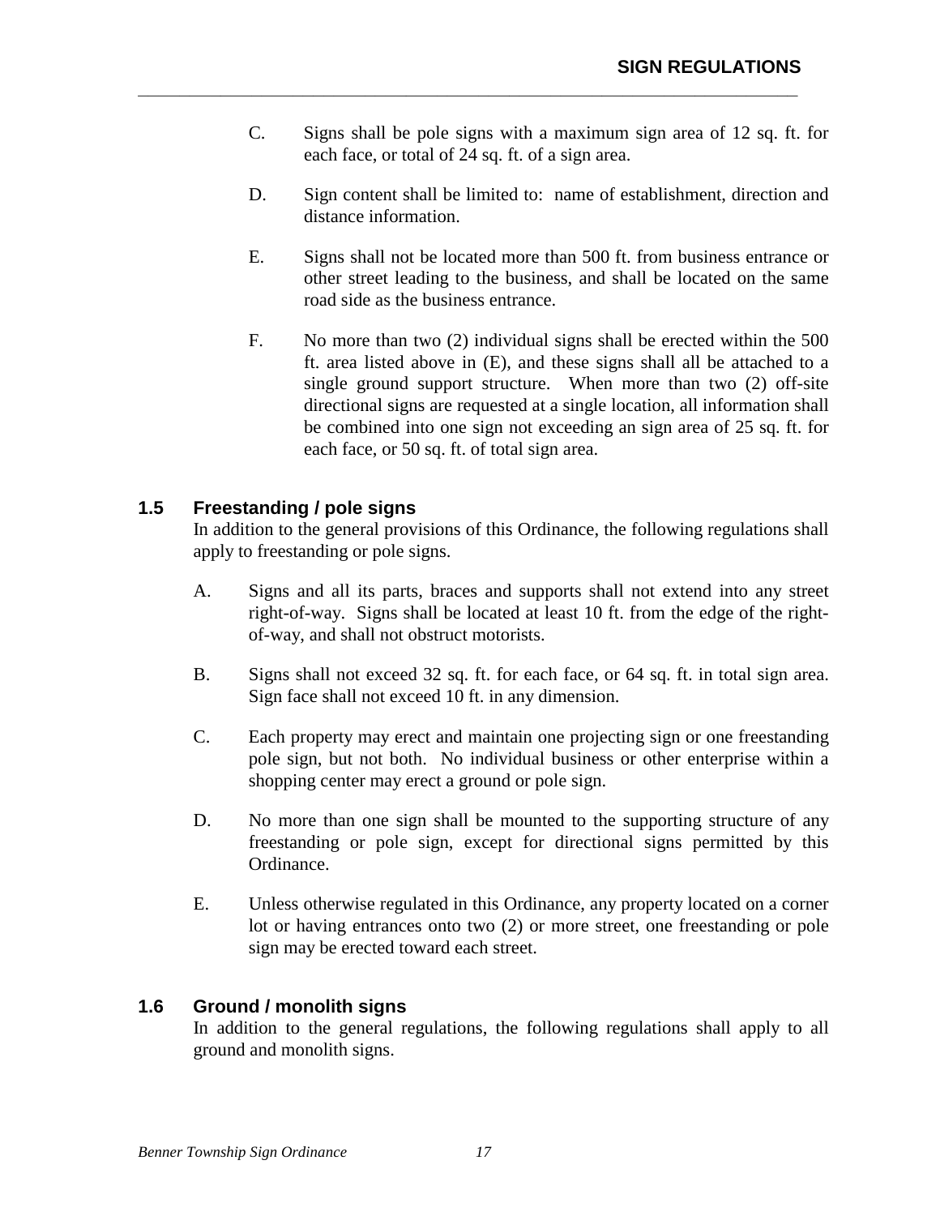C. Signs shall be pole signs with a maximum sign area of 12 sq. ft. for each face, or total of 24 sq. ft. of a sign area.

D. Sign content shall be limited to: name of establishment, direction and distance information.

E. Signs shall not be located more than 500 ft. from business entrance or other street leading to the business, and shall be located on the same road side as the business entrance.

F. No more than two (2) individual signs shall be erected within the 500 ft. area listed above in (E), and these signs shall all be attached to a single ground support structure. When more than two (2) off-site directional signs are requested at a single location, all information shall be combined into one sign not exceeding an sign area of 25 sq. ft. for each face, or 50 sq. ft. of total sign area.

### 1.5 Freestanding / pole signs

In addition to the general provisions of this Ordinance, the following regulations shall apply to freestanding or pole signs.

A. Signs and all its parts, braces and supports shall not extend into any street right-of-way. Signs shall be located at least 10 ft. from the edge of the right-of-way, and shall not obstruct motorists.

B. Signs shall not exceed 32 sq. ft. for each face, or 64 sq. ft. in total sign area. Sign face shall not exceed 10 ft. in any dimension.

C. Each property may erect and maintain one projecting sign or one freestanding pole sign, but not both. No individual business or other enterprise within a shopping center may erect a ground or pole sign.

D. No more than one sign shall be mounted to the supporting structure of any freestanding or pole sign, except for directional signs permitted by this Ordinance.

E. Unless otherwise regulated in this Ordinance, any property located on a corner lot or having entrances onto two (2) or more street, one freestanding or pole sign may be erected toward each street.

### 1.6 Ground / monolith signs

In addition to the general regulations, the following regulations shall apply to all ground and monolith signs.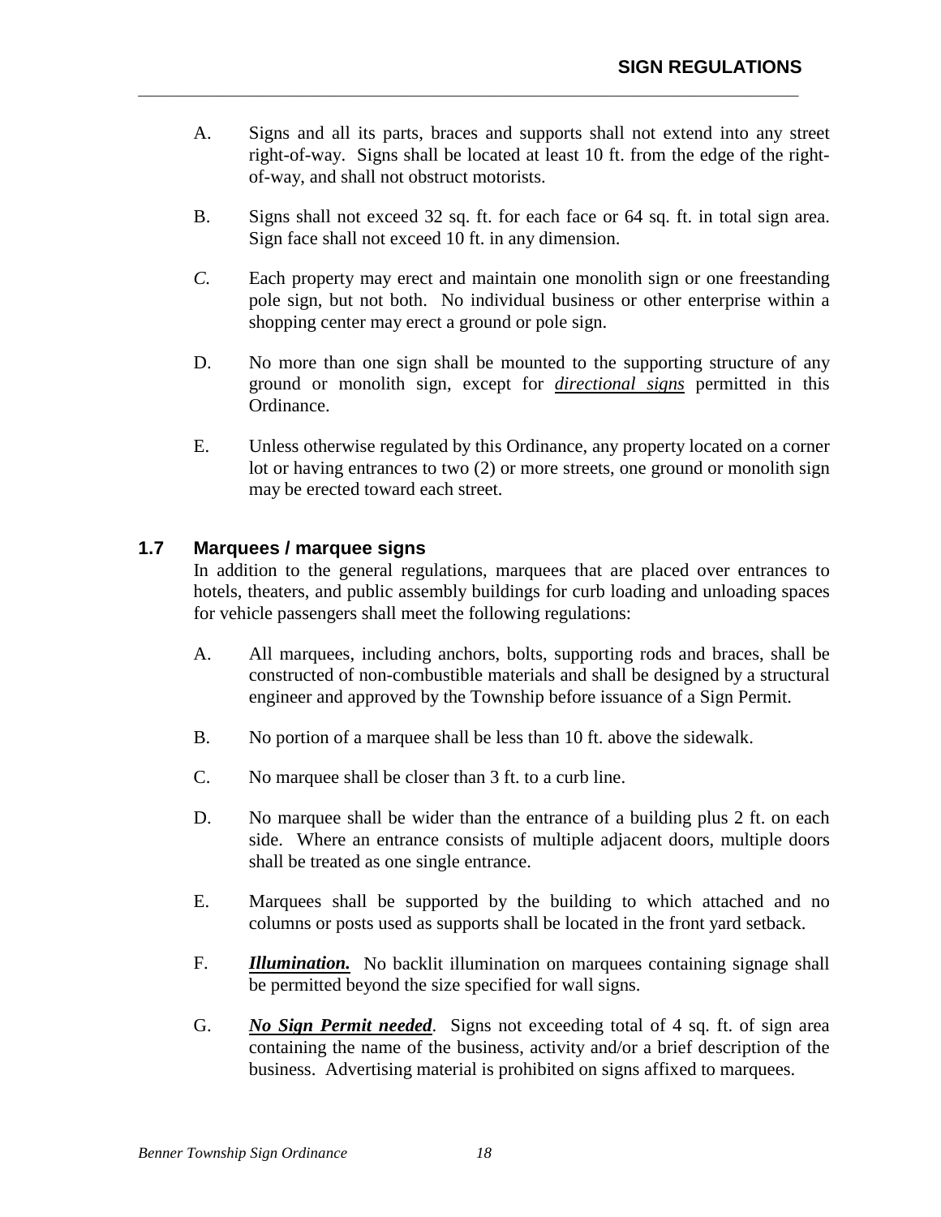A. Signs and all its parts, braces and supports shall not extend into any street right-of-way. Signs shall be located at least 10 ft. from the edge of the right-of-way, and shall not obstruct motorists.

B. Signs shall not exceed 32 sq. ft. for each face or 64 sq. ft. in total sign area. Sign face shall not exceed 10 ft. in any dimension.

*C.* Each property may erect and maintain one monolith sign or one freestanding pole sign, but not both. No individual business or other enterprise within a shopping center may erect a ground or pole sign.

D. No more than one sign shall be mounted to the supporting structure of any ground or monolith sign, except for ***directional signs*** permitted in this Ordinance.

E. Unless otherwise regulated by this Ordinance, any property located on a corner lot or having entrances to two (2) or more streets, one ground or monolith sign may be erected toward each street.

## 1.7 Marquees / marquee signs

In addition to the general regulations, marquees that are placed over entrances to hotels, theaters, and public assembly buildings for curb loading and unloading spaces for vehicle passengers shall meet the following regulations:

A. All marquees, including anchors, bolts, supporting rods and braces, shall be constructed of non-combustible materials and shall be designed by a structural engineer and approved by the Township before issuance of a Sign Permit.

B. No portion of a marquee shall be less than 10 ft. above the sidewalk.

C. No marquee shall be closer than 3 ft. to a curb line.

D. No marquee shall be wider than the entrance of a building plus 2 ft. on each side. Where an entrance consists of multiple adjacent doors, multiple doors shall be treated as one single entrance.

E. Marquees shall be supported by the building to which attached and no columns or posts used as supports shall be located in the front yard setback.

F. ***Illumination.*** No backlit illumination on marquees containing signage shall be permitted beyond the size specified for wall signs.

G. ***No Sign Permit needed***. Signs not exceeding total of 4 sq. ft. of sign area containing the name of the business, activity and/or a brief description of the business. Advertising material is prohibited on signs affixed to marquees.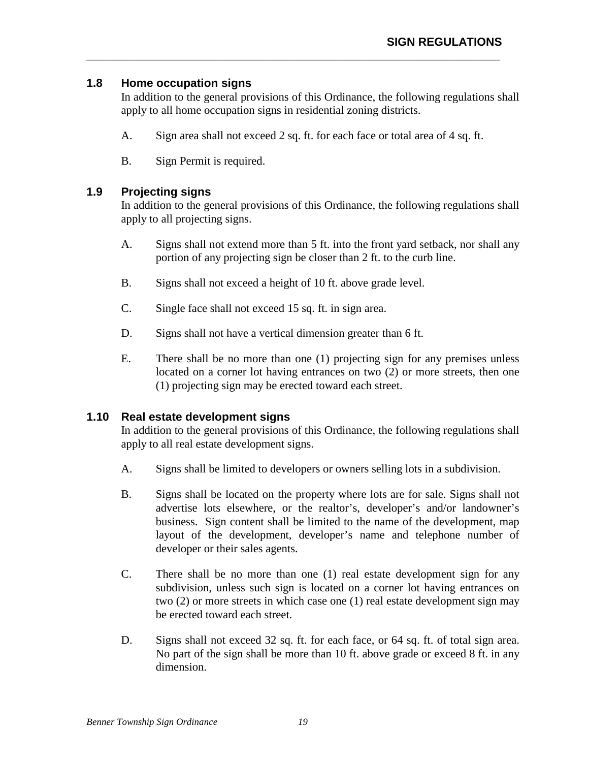### 1.8 Home occupation signs

In addition to the general provisions of this Ordinance, the following regulations shall apply to all home occupation signs in residential zoning districts.

A. Sign area shall not exceed 2 sq. ft. for each face or total area of 4 sq. ft.

B. Sign Permit is required.

### 1.9 Projecting signs

In addition to the general provisions of this Ordinance, the following regulations shall apply to all projecting signs.

A. Signs shall not extend more than 5 ft. into the front yard setback, nor shall any portion of any projecting sign be closer than 2 ft. to the curb line.

B. Signs shall not exceed a height of 10 ft. above grade level.

C. Single face shall not exceed 15 sq. ft. in sign area.

D. Signs shall not have a vertical dimension greater than 6 ft.

E. There shall be no more than one (1) projecting sign for any premises unless located on a corner lot having entrances on two (2) or more streets, then one (1) projecting sign may be erected toward each street.

### 1.10 Real estate development signs

In addition to the general provisions of this Ordinance, the following regulations shall apply to all real estate development signs.

A. Signs shall be limited to developers or owners selling lots in a subdivision.

B. Signs shall be located on the property where lots are for sale. Signs shall not advertise lots elsewhere, or the realtor's, developer's and/or landowner's business. Sign content shall be limited to the name of the development, map layout of the development, developer's name and telephone number of developer or their sales agents.

C. There shall be no more than one (1) real estate development sign for any subdivision, unless such sign is located on a corner lot having entrances on two (2) or more streets in which case one (1) real estate development sign may be erected toward each street.

D. Signs shall not exceed 32 sq. ft. for each face, or 64 sq. ft. of total sign area. No part of the sign shall be more than 10 ft. above grade or exceed 8 ft. in any dimension.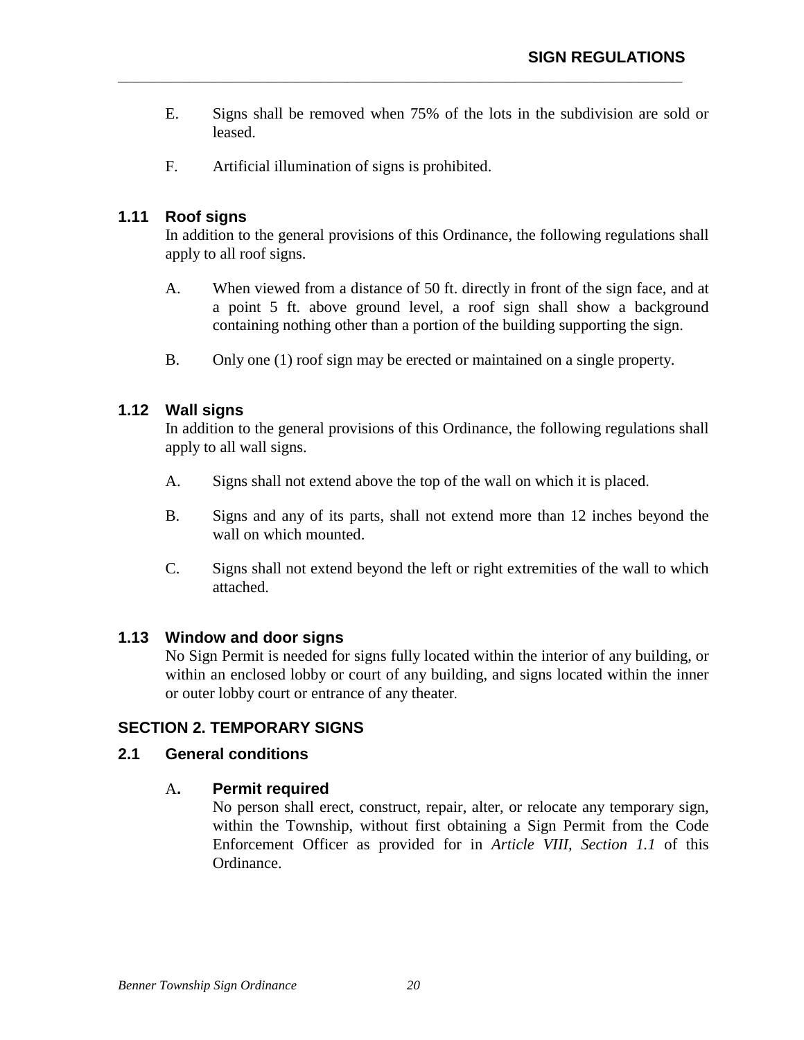E. Signs shall be removed when 75% of the lots in the subdivision are sold or leased.

F. Artificial illumination of signs is prohibited.

### 1.11 Roof signs

In addition to the general provisions of this Ordinance, the following regulations shall apply to all roof signs.

A. When viewed from a distance of 50 ft. directly in front of the sign face, and at a point 5 ft. above ground level, a roof sign shall show a background containing nothing other than a portion of the building supporting the sign.

B. Only one (1) roof sign may be erected or maintained on a single property.

### 1.12 Wall signs

In addition to the general provisions of this Ordinance, the following regulations shall apply to all wall signs.

A. Signs shall not extend above the top of the wall on which it is placed.

B. Signs and any of its parts, shall not extend more than 12 inches beyond the wall on which mounted.

C. Signs shall not extend beyond the left or right extremities of the wall to which attached.

### 1.13 Window and door signs

No Sign Permit is needed for signs fully located within the interior of any building, or within an enclosed lobby or court of any building, and signs located within the inner or outer lobby court or entrance of any theater.

## SECTION 2. TEMPORARY SIGNS

### 2.1 General conditions

A. **Permit required**

No person shall erect, construct, repair, alter, or relocate any temporary sign, within the Township, without first obtaining a Sign Permit from the Code Enforcement Officer as provided for in *Article VIII, Section 1.1* of this Ordinance.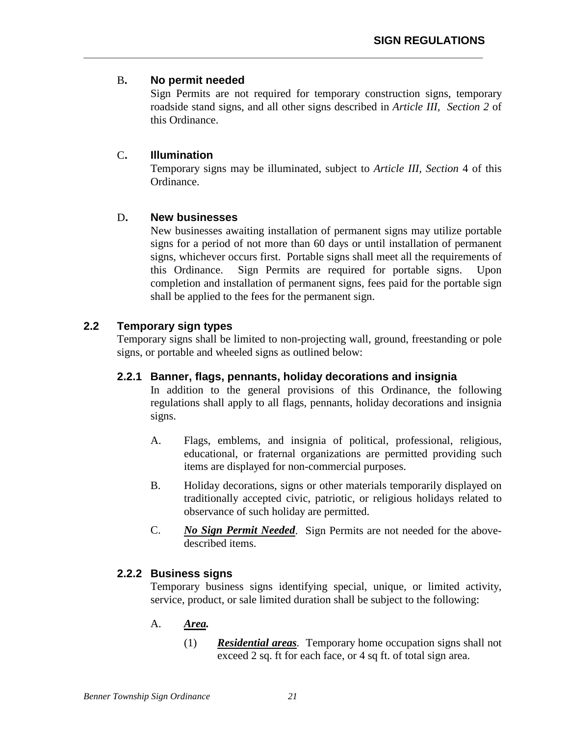B**. No permit needed**

Sign Permits are not required for temporary construction signs, temporary roadside stand signs, and all other signs described in *Article III, Section 2* of this Ordinance.

C**. Illumination**

Temporary signs may be illuminated, subject to *Article III, Section* 4 of this Ordinance.

D**. New businesses**

New businesses awaiting installation of permanent signs may utilize portable signs for a period of not more than 60 days or until installation of permanent signs, whichever occurs first. Portable signs shall meet all the requirements of this Ordinance. Sign Permits are required for portable signs. Upon completion and installation of permanent signs, fees paid for the portable sign shall be applied to the fees for the permanent sign.

## 2.2 Temporary sign types

Temporary signs shall be limited to non-projecting wall, ground, freestanding or pole signs, or portable and wheeled signs as outlined below:

### 2.2.1 Banner, flags, pennants, holiday decorations and insignia

In addition to the general provisions of this Ordinance, the following regulations shall apply to all flags, pennants, holiday decorations and insignia signs.

A. Flags, emblems, and insignia of political, professional, religious, educational, or fraternal organizations are permitted providing such items are displayed for non-commercial purposes.

B. Holiday decorations, signs or other materials temporarily displayed on traditionally accepted civic, patriotic, or religious holidays related to observance of such holiday are permitted.

C. ***No Sign Permit Needed***. Sign Permits are not needed for the above-described items.

### 2.2.2 Business signs

Temporary business signs identifying special, unique, or limited activity, service, product, or sale limited duration shall be subject to the following:

A. ***Area.***

(1) ***Residential areas***. Temporary home occupation signs shall not exceed 2 sq. ft for each face, or 4 sq ft. of total sign area.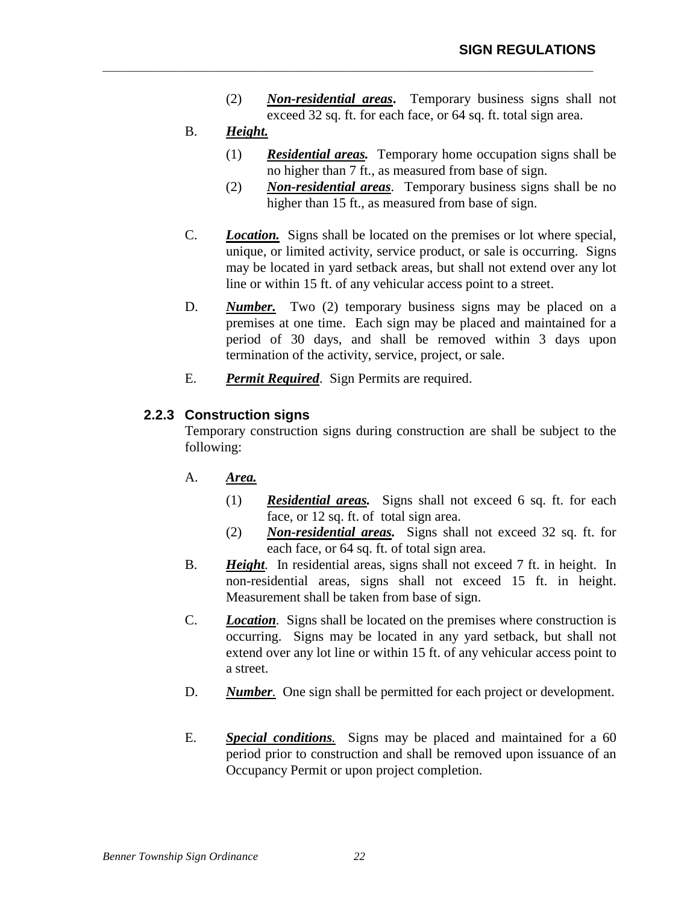(2) ***Non-residential areas*.** Temporary business signs shall not exceed 32 sq. ft. for each face, or 64 sq. ft. total sign area.

B. ***Height.***

(1) ***Residential areas.*** Temporary home occupation signs shall be no higher than 7 ft., as measured from base of sign.

(2) ***Non-residential areas***. Temporary business signs shall be no higher than 15 ft., as measured from base of sign.

C. ***Location.*** Signs shall be located on the premises or lot where special, unique, or limited activity, service product, or sale is occurring. Signs may be located in yard setback areas, but shall not extend over any lot line or within 15 ft. of any vehicular access point to a street.

D. ***Number.*** Two (2) temporary business signs may be placed on a premises at one time. Each sign may be placed and maintained for a period of 30 days, and shall be removed within 3 days upon termination of the activity, service, project, or sale.

E. ***Permit Required***. Sign Permits are required.

### 2.2.3 Construction signs

Temporary construction signs during construction are shall be subject to the following:

A. ***Area.***

(1) ***Residential areas.*** Signs shall not exceed 6 sq. ft. for each face, or 12 sq. ft. of total sign area.

(2) ***Non-residential areas.*** Signs shall not exceed 32 sq. ft. for each face, or 64 sq. ft. of total sign area.

B. ***Height***. In residential areas, signs shall not exceed 7 ft. in height. In non-residential areas, signs shall not exceed 15 ft. in height. Measurement shall be taken from base of sign.

C. ***Location***. Signs shall be located on the premises where construction is occurring. Signs may be located in any yard setback, but shall not extend over any lot line or within 15 ft. of any vehicular access point to a street.

D. ***Number***. One sign shall be permitted for each project or development.

E. ***Special conditions***. Signs may be placed and maintained for a 60 period prior to construction and shall be removed upon issuance of an Occupancy Permit or upon project completion.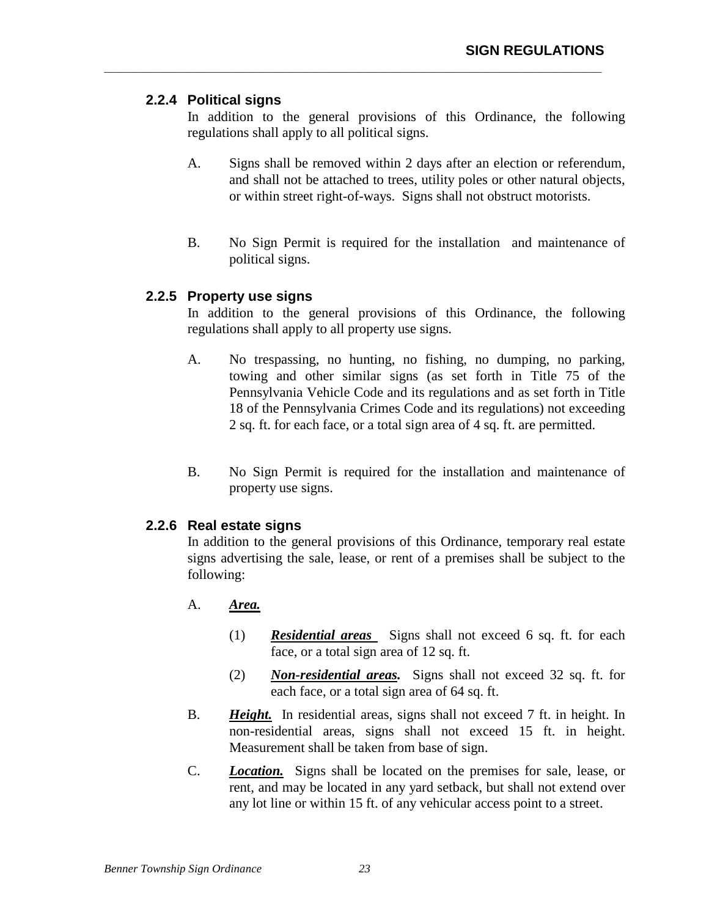### 2.2.4 Political signs

In addition to the general provisions of this Ordinance, the following regulations shall apply to all political signs.

A. Signs shall be removed within 2 days after an election or referendum, and shall not be attached to trees, utility poles or other natural objects, or within street right-of-ways. Signs shall not obstruct motorists.

B. No Sign Permit is required for the installation and maintenance of political signs.

### 2.2.5 Property use signs

In addition to the general provisions of this Ordinance, the following regulations shall apply to all property use signs.

A. No trespassing, no hunting, no fishing, no dumping, no parking, towing and other similar signs (as set forth in Title 75 of the Pennsylvania Vehicle Code and its regulations and as set forth in Title 18 of the Pennsylvania Crimes Code and its regulations) not exceeding 2 sq. ft. for each face, or a total sign area of 4 sq. ft. are permitted.

B. No Sign Permit is required for the installation and maintenance of property use signs.

### 2.2.6 Real estate signs

In addition to the general provisions of this Ordinance, temporary real estate signs advertising the sale, lease, or rent of a premises shall be subject to the following:

A. ***Area.***

(1) ***Residential areas*** Signs shall not exceed 6 sq. ft. for each face, or a total sign area of 12 sq. ft.

(2) ***Non-residential areas.*** Signs shall not exceed 32 sq. ft. for each face, or a total sign area of 64 sq. ft.

B. ***Height.*** In residential areas, signs shall not exceed 7 ft. in height. In non-residential areas, signs shall not exceed 15 ft. in height. Measurement shall be taken from base of sign.

C. ***Location.*** Signs shall be located on the premises for sale, lease, or rent, and may be located in any yard setback, but shall not extend over any lot line or within 15 ft. of any vehicular access point to a street.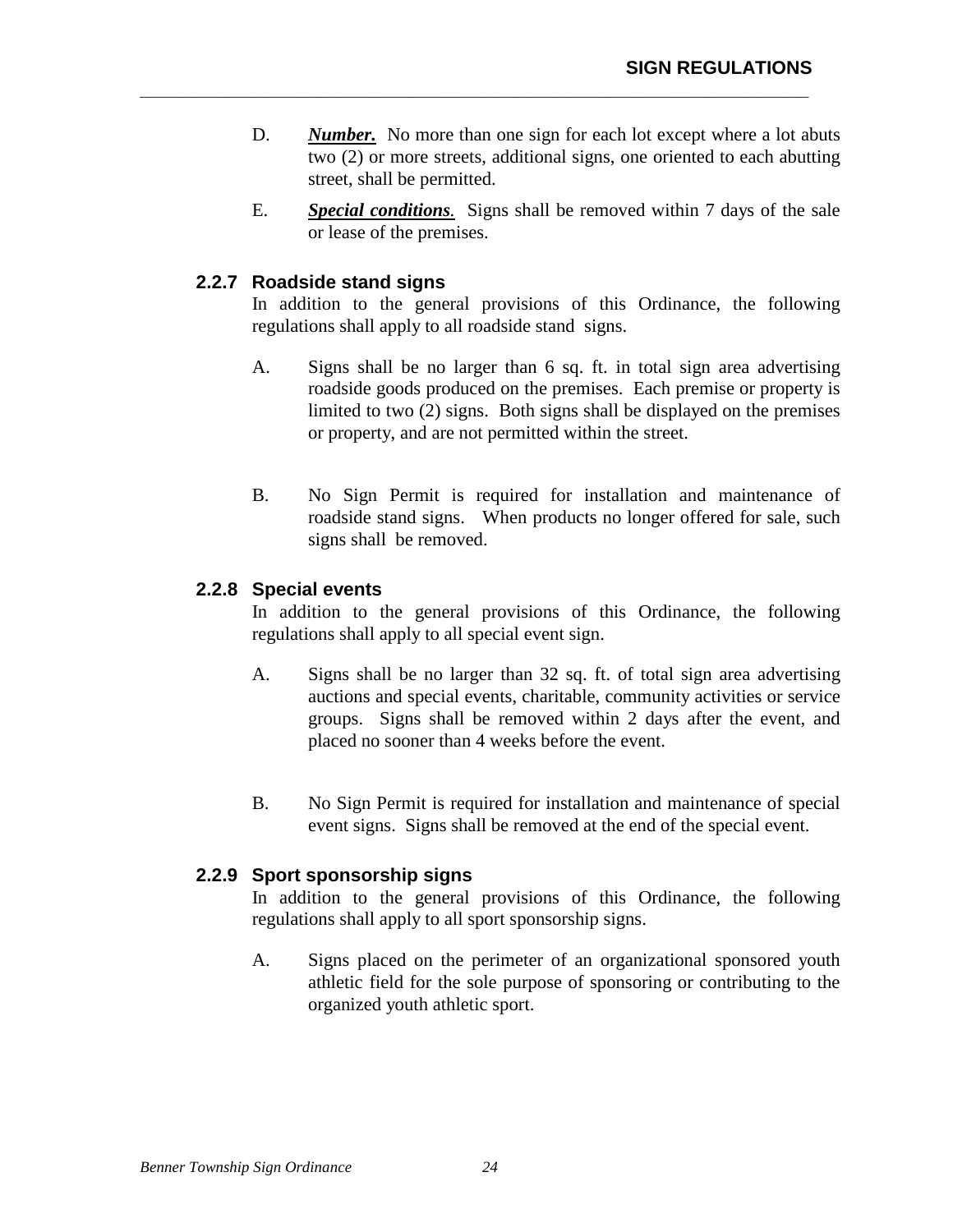D. ***Number.*** No more than one sign for each lot except where a lot abuts two (2) or more streets, additional signs, one oriented to each abutting street, shall be permitted.

E. ***Special conditions.*** Signs shall be removed within 7 days of the sale or lease of the premises.

### 2.2.7 Roadside stand signs

In addition to the general provisions of this Ordinance, the following regulations shall apply to all roadside stand signs.

A. Signs shall be no larger than 6 sq. ft. in total sign area advertising roadside goods produced on the premises. Each premise or property is limited to two (2) signs. Both signs shall be displayed on the premises or property, and are not permitted within the street.

B. No Sign Permit is required for installation and maintenance of roadside stand signs. When products no longer offered for sale, such signs shall be removed.

### 2.2.8 Special events

In addition to the general provisions of this Ordinance, the following regulations shall apply to all special event sign.

A. Signs shall be no larger than 32 sq. ft. of total sign area advertising auctions and special events, charitable, community activities or service groups. Signs shall be removed within 2 days after the event, and placed no sooner than 4 weeks before the event.

B. No Sign Permit is required for installation and maintenance of special event signs. Signs shall be removed at the end of the special event.

### 2.2.9 Sport sponsorship signs

In addition to the general provisions of this Ordinance, the following regulations shall apply to all sport sponsorship signs.

A. Signs placed on the perimeter of an organizational sponsored youth athletic field for the sole purpose of sponsoring or contributing to the organized youth athletic sport.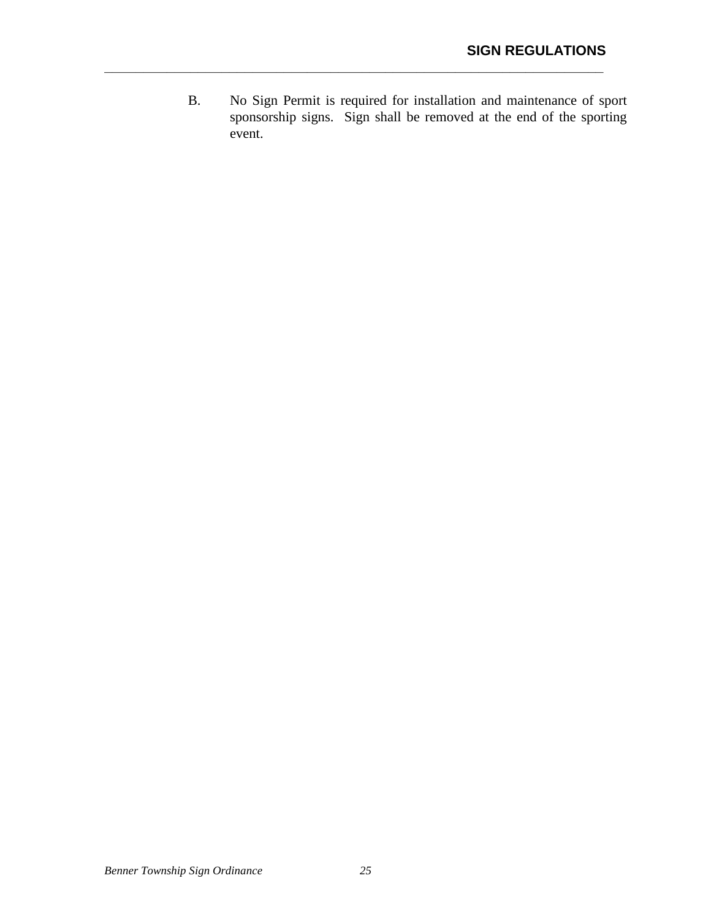B. No Sign Permit is required for installation and maintenance of sport sponsorship signs. Sign shall be removed at the end of the sporting event.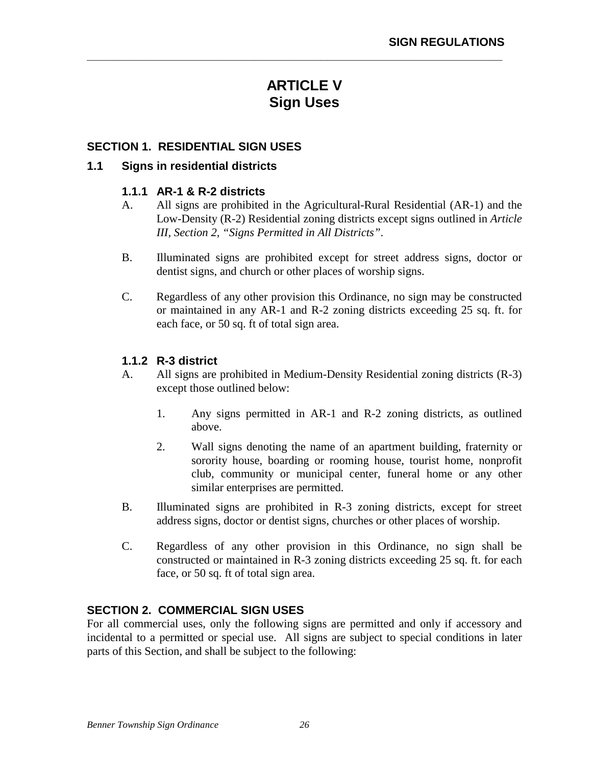# ARTICLE V
# Sign Uses

## SECTION 1. RESIDENTIAL SIGN USES

### 1.1 Signs in residential districts

#### 1.1.1 AR-1 & R-2 districts

A. All signs are prohibited in the Agricultural-Rural Residential (AR-1) and the Low-Density (R-2) Residential zoning districts except signs outlined in *Article III, Section 2, "Signs Permitted in All Districts"*.

B. Illuminated signs are prohibited except for street address signs, doctor or dentist signs, and church or other places of worship signs.

C. Regardless of any other provision this Ordinance, no sign may be constructed or maintained in any AR-1 and R-2 zoning districts exceeding 25 sq. ft. for each face, or 50 sq. ft of total sign area.

#### 1.1.2 R-3 district

A. All signs are prohibited in Medium-Density Residential zoning districts (R-3) except those outlined below:

1. Any signs permitted in AR-1 and R-2 zoning districts, as outlined above.
2. Wall signs denoting the name of an apartment building, fraternity or sorority house, boarding or rooming house, tourist home, nonprofit club, community or municipal center, funeral home or any other similar enterprises are permitted.

B. Illuminated signs are prohibited in R-3 zoning districts, except for street address signs, doctor or dentist signs, churches or other places of worship.

C. Regardless of any other provision in this Ordinance, no sign shall be constructed or maintained in R-3 zoning districts exceeding 25 sq. ft. for each face, or 50 sq. ft of total sign area.

## SECTION 2. COMMERCIAL SIGN USES

For all commercial uses, only the following signs are permitted and only if accessory and incidental to a permitted or special use. All signs are subject to special conditions in later parts of this Section, and shall be subject to the following: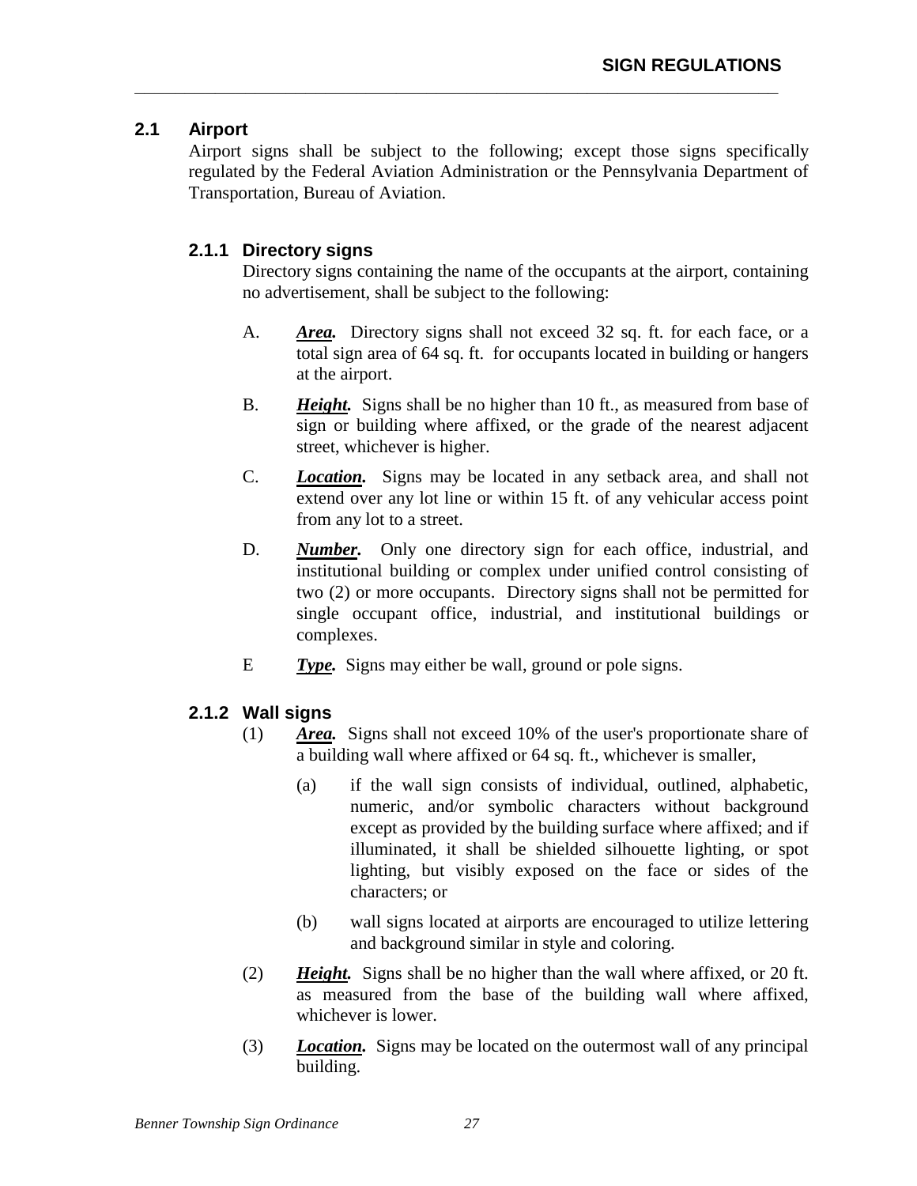## 2.1 Airport

Airport signs shall be subject to the following; except those signs specifically regulated by the Federal Aviation Administration or the Pennsylvania Department of Transportation, Bureau of Aviation.

### 2.1.1 Directory signs

Directory signs containing the name of the occupants at the airport, containing no advertisement, shall be subject to the following:

A. ***Area.*** Directory signs shall not exceed 32 sq. ft. for each face, or a total sign area of 64 sq. ft. for occupants located in building or hangers at the airport.

B. ***Height.*** Signs shall be no higher than 10 ft., as measured from base of sign or building where affixed, or the grade of the nearest adjacent street, whichever is higher.

C. ***Location.*** Signs may be located in any setback area, and shall not extend over any lot line or within 15 ft. of any vehicular access point from any lot to a street.

D. ***Number.*** Only one directory sign for each office, industrial, and institutional building or complex under unified control consisting of two (2) or more occupants. Directory signs shall not be permitted for single occupant office, industrial, and institutional buildings or complexes.

E ***Type.*** Signs may either be wall, ground or pole signs.

### 2.1.2 Wall signs

(1) ***Area.*** Signs shall not exceed 10% of the user's proportionate share of a building wall where affixed or 64 sq. ft., whichever is smaller,

(a) if the wall sign consists of individual, outlined, alphabetic, numeric, and/or symbolic characters without background except as provided by the building surface where affixed; and if illuminated, it shall be shielded silhouette lighting, or spot lighting, but visibly exposed on the face or sides of the characters; or

(b) wall signs located at airports are encouraged to utilize lettering and background similar in style and coloring.

(2) ***Height.*** Signs shall be no higher than the wall where affixed, or 20 ft. as measured from the base of the building wall where affixed, whichever is lower.

(3) ***Location.*** Signs may be located on the outermost wall of any principal building.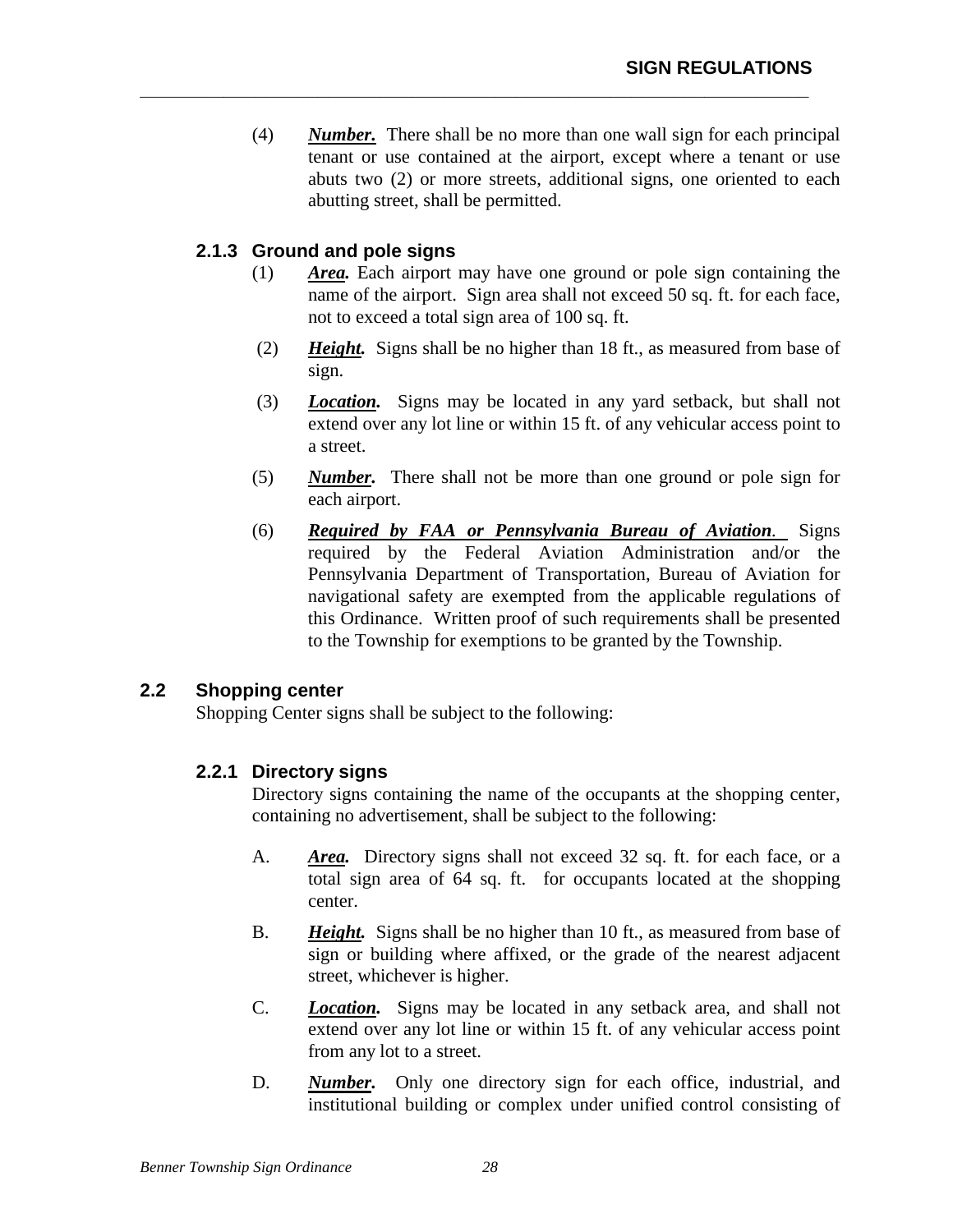(4) ***Number.*** There shall be no more than one wall sign for each principal tenant or use contained at the airport, except where a tenant or use abuts two (2) or more streets, additional signs, one oriented to each abutting street, shall be permitted.

### 2.1.3 Ground and pole signs

(1) ***Area.*** Each airport may have one ground or pole sign containing the name of the airport. Sign area shall not exceed 50 sq. ft. for each face, not to exceed a total sign area of 100 sq. ft.

(2) ***Height.*** Signs shall be no higher than 18 ft., as measured from base of sign.

(3) ***Location.*** Signs may be located in any yard setback, but shall not extend over any lot line or within 15 ft. of any vehicular access point to a street.

(5) ***Number.*** There shall not be more than one ground or pole sign for each airport.

(6) ***Required by FAA or Pennsylvania Bureau of Aviation.*** Signs required by the Federal Aviation Administration and/or the Pennsylvania Department of Transportation, Bureau of Aviation for navigational safety are exempted from the applicable regulations of this Ordinance. Written proof of such requirements shall be presented to the Township for exemptions to be granted by the Township.

## 2.2 Shopping center

Shopping Center signs shall be subject to the following:

### 2.2.1 Directory signs

Directory signs containing the name of the occupants at the shopping center, containing no advertisement, shall be subject to the following:

A. ***Area.*** Directory signs shall not exceed 32 sq. ft. for each face, or a total sign area of 64 sq. ft. for occupants located at the shopping center.

B. ***Height.*** Signs shall be no higher than 10 ft., as measured from base of sign or building where affixed, or the grade of the nearest adjacent street, whichever is higher.

C. ***Location.*** Signs may be located in any setback area, and shall not extend over any lot line or within 15 ft. of any vehicular access point from any lot to a street.

D. ***Number.*** Only one directory sign for each office, industrial, and institutional building or complex under unified control consisting of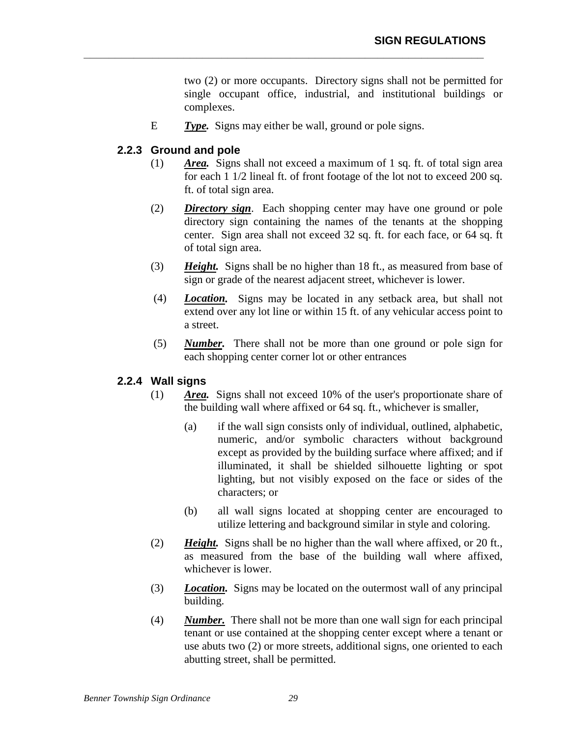two (2) or more occupants. Directory signs shall not be permitted for single occupant office, industrial, and institutional buildings or complexes.

E ***Type.*** Signs may either be wall, ground or pole signs.

### 2.2.3 Ground and pole

(1) ***Area.*** Signs shall not exceed a maximum of 1 sq. ft. of total sign area for each 1 1/2 lineal ft. of front footage of the lot not to exceed 200 sq. ft. of total sign area.

(2) ***Directory sign***. Each shopping center may have one ground or pole directory sign containing the names of the tenants at the shopping center. Sign area shall not exceed 32 sq. ft. for each face, or 64 sq. ft of total sign area.

(3) ***Height.*** Signs shall be no higher than 18 ft., as measured from base of sign or grade of the nearest adjacent street, whichever is lower.

(4) ***Location.*** Signs may be located in any setback area, but shall not extend over any lot line or within 15 ft. of any vehicular access point to a street.

(5) ***Number.*** There shall not be more than one ground or pole sign for each shopping center corner lot or other entrances

### 2.2.4 Wall signs

(1) ***Area.*** Signs shall not exceed 10% of the user's proportionate share of the building wall where affixed or 64 sq. ft., whichever is smaller,

(a) if the wall sign consists only of individual, outlined, alphabetic, numeric, and/or symbolic characters without background except as provided by the building surface where affixed; and if illuminated, it shall be shielded silhouette lighting or spot lighting, but not visibly exposed on the face or sides of the characters; or

(b) all wall signs located at shopping center are encouraged to utilize lettering and background similar in style and coloring.

(2) ***Height.*** Signs shall be no higher than the wall where affixed, or 20 ft., as measured from the base of the building wall where affixed, whichever is lower.

(3) ***Location.*** Signs may be located on the outermost wall of any principal building.

(4) ***Number.*** There shall not be more than one wall sign for each principal tenant or use contained at the shopping center except where a tenant or use abuts two (2) or more streets, additional signs, one oriented to each abutting street, shall be permitted.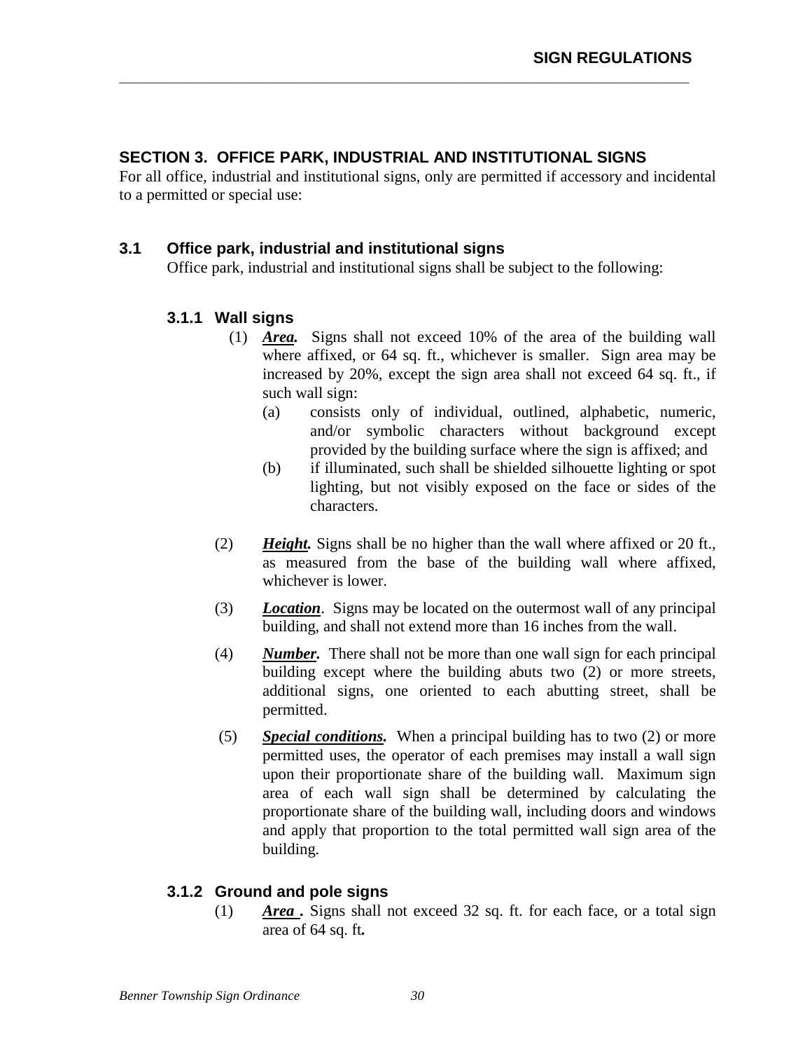## SECTION 3. OFFICE PARK, INDUSTRIAL AND INSTITUTIONAL SIGNS

For all office, industrial and institutional signs, only are permitted if accessory and incidental to a permitted or special use:

### 3.1 Office park, industrial and institutional signs

Office park, industrial and institutional signs shall be subject to the following:

#### 3.1.1 Wall signs

(1) ***Area.*** Signs shall not exceed 10% of the area of the building wall where affixed, or 64 sq. ft., whichever is smaller. Sign area may be increased by 20%, except the sign area shall not exceed 64 sq. ft., if such wall sign:

   (a) consists only of individual, outlined, alphabetic, numeric, and/or symbolic characters without background except provided by the building surface where the sign is affixed; and

   (b) if illuminated, such shall be shielded silhouette lighting or spot lighting, but not visibly exposed on the face or sides of the characters.

(2) ***Height.*** Signs shall be no higher than the wall where affixed or 20 ft., as measured from the base of the building wall where affixed, whichever is lower.

(3) ***Location***. Signs may be located on the outermost wall of any principal building, and shall not extend more than 16 inches from the wall.

(4) ***Number.*** There shall not be more than one wall sign for each principal building except where the building abuts two (2) or more streets, additional signs, one oriented to each abutting street, shall be permitted.

(5) ***Special conditions.*** When a principal building has to two (2) or more permitted uses, the operator of each premises may install a wall sign upon their proportionate share of the building wall. Maximum sign area of each wall sign shall be determined by calculating the proportionate share of the building wall, including doors and windows and apply that proportion to the total permitted wall sign area of the building.

#### 3.1.2 Ground and pole signs

(1) ***Area .*** Signs shall not exceed 32 sq. ft. for each face, or a total sign area of 64 sq. ft**.**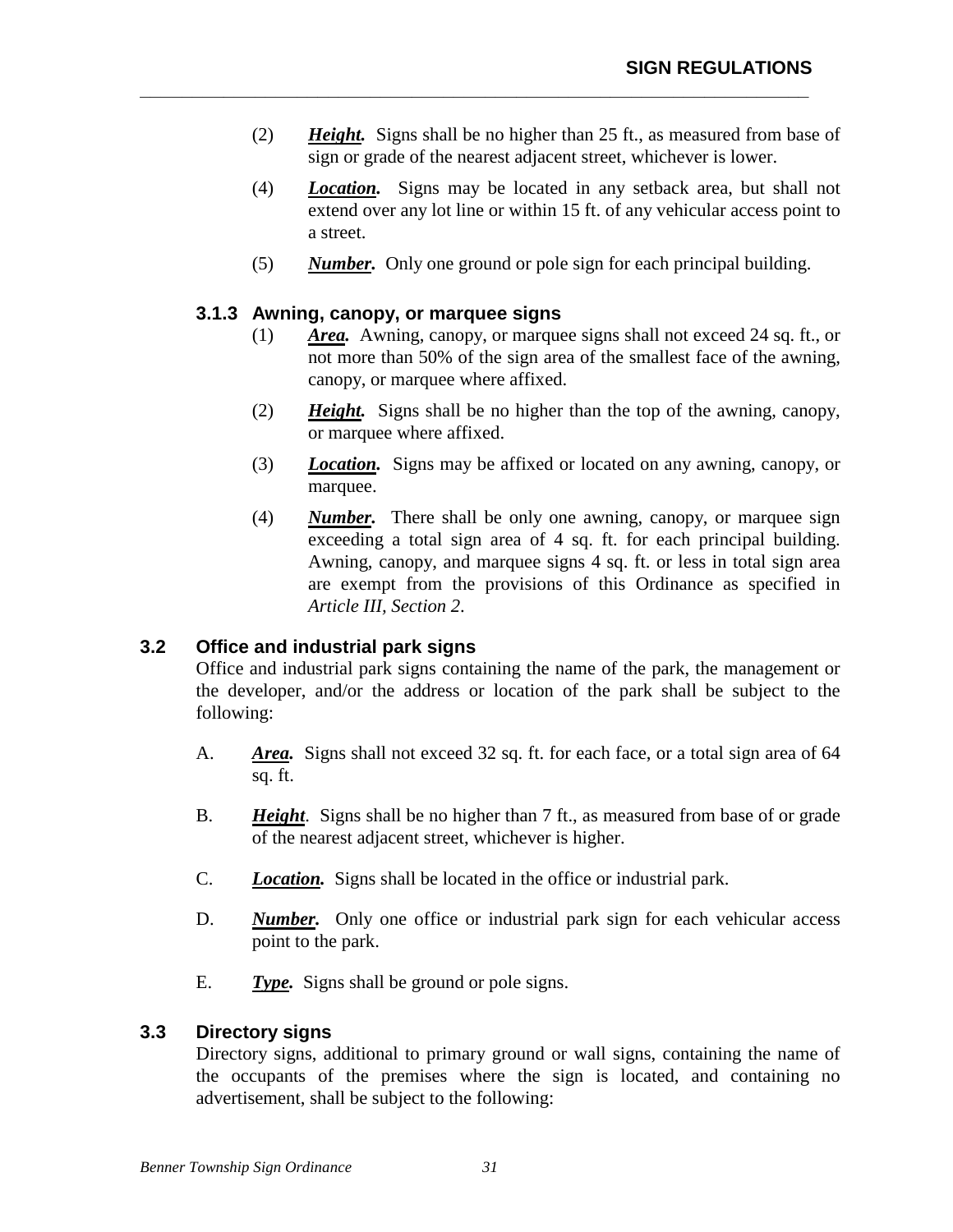(2) ***Height.*** Signs shall be no higher than 25 ft., as measured from base of sign or grade of the nearest adjacent street, whichever is lower.

(4) ***Location.*** Signs may be located in any setback area, but shall not extend over any lot line or within 15 ft. of any vehicular access point to a street.

(5) ***Number.*** Only one ground or pole sign for each principal building.

### 3.1.3 Awning, canopy, or marquee signs

(1) ***Area.*** Awning, canopy, or marquee signs shall not exceed 24 sq. ft., or not more than 50% of the sign area of the smallest face of the awning, canopy, or marquee where affixed.

(2) ***Height.*** Signs shall be no higher than the top of the awning, canopy, or marquee where affixed.

(3) ***Location.*** Signs may be affixed or located on any awning, canopy, or marquee.

(4) ***Number.*** There shall be only one awning, canopy, or marquee sign exceeding a total sign area of 4 sq. ft. for each principal building. Awning, canopy, and marquee signs 4 sq. ft. or less in total sign area are exempt from the provisions of this Ordinance as specified in *Article III, Section 2*.

## 3.2 Office and industrial park signs

Office and industrial park signs containing the name of the park, the management or the developer, and/or the address or location of the park shall be subject to the following:

A. ***Area.*** Signs shall not exceed 32 sq. ft. for each face, or a total sign area of 64 sq. ft.

B. ***Height***. Signs shall be no higher than 7 ft., as measured from base of or grade of the nearest adjacent street, whichever is higher.

C. ***Location.*** Signs shall be located in the office or industrial park.

D. ***Number.*** Only one office or industrial park sign for each vehicular access point to the park.

E. ***Type.*** Signs shall be ground or pole signs.

## 3.3 Directory signs

Directory signs, additional to primary ground or wall signs, containing the name of the occupants of the premises where the sign is located, and containing no advertisement, shall be subject to the following: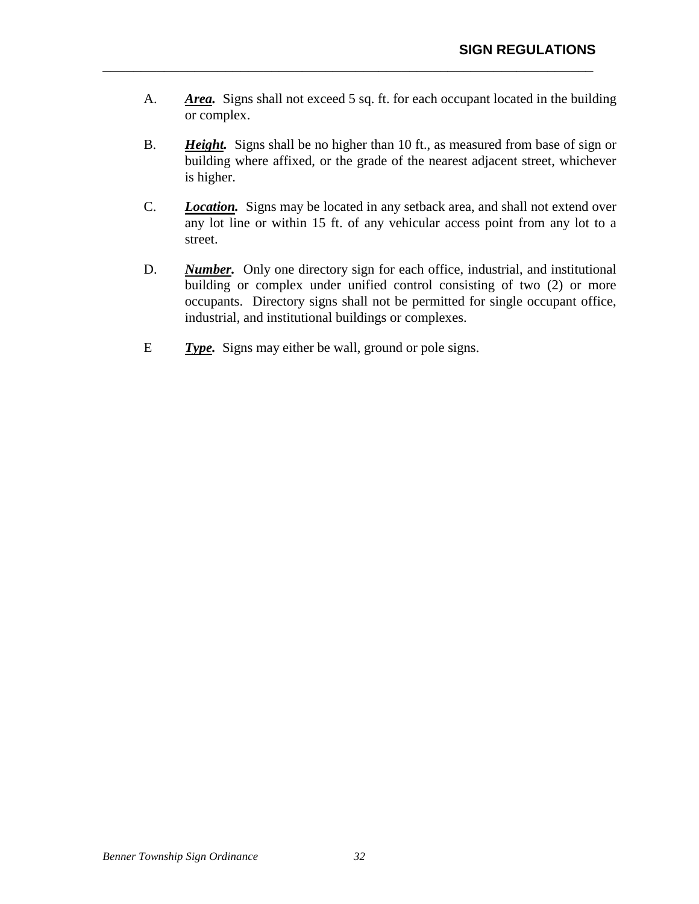A. ***Area.*** Signs shall not exceed 5 sq. ft. for each occupant located in the building or complex.

B. ***Height.*** Signs shall be no higher than 10 ft., as measured from base of sign or building where affixed, or the grade of the nearest adjacent street, whichever is higher.

C. ***Location.*** Signs may be located in any setback area, and shall not extend over any lot line or within 15 ft. of any vehicular access point from any lot to a street.

D. ***Number.*** Only one directory sign for each office, industrial, and institutional building or complex under unified control consisting of two (2) or more occupants. Directory signs shall not be permitted for single occupant office, industrial, and institutional buildings or complexes.

E ***Type.*** Signs may either be wall, ground or pole signs.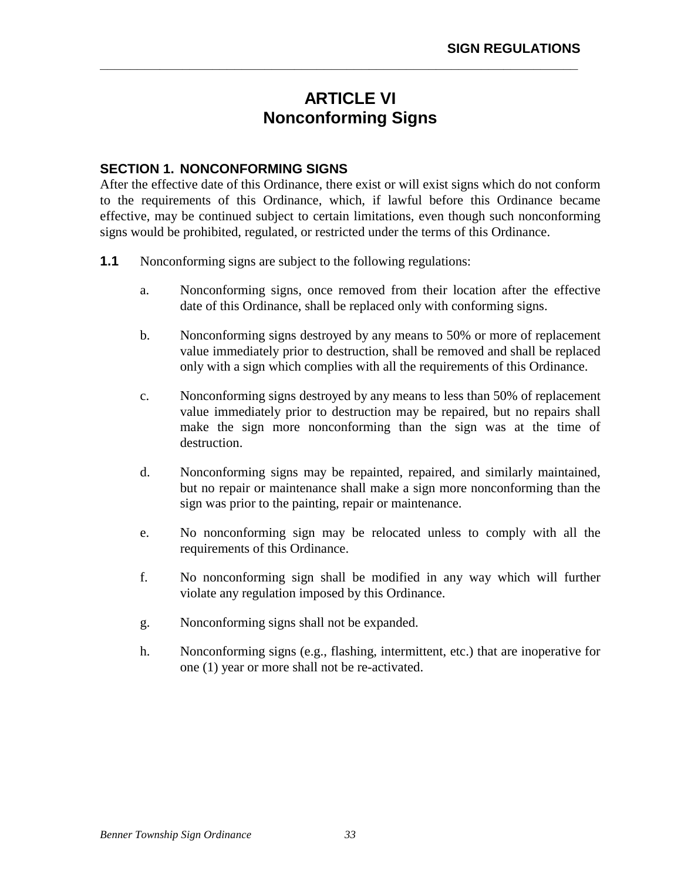# ARTICLE VI
# Nonconforming Signs

### SECTION 1. NONCONFORMING SIGNS

After the effective date of this Ordinance, there exist or will exist signs which do not conform to the requirements of this Ordinance, which, if lawful before this Ordinance became effective, may be continued subject to certain limitations, even though such nonconforming signs would be prohibited, regulated, or restricted under the terms of this Ordinance.

**1.1** Nonconforming signs are subject to the following regulations:

a. Nonconforming signs, once removed from their location after the effective date of this Ordinance, shall be replaced only with conforming signs.

b. Nonconforming signs destroyed by any means to 50% or more of replacement value immediately prior to destruction, shall be removed and shall be replaced only with a sign which complies with all the requirements of this Ordinance.

c. Nonconforming signs destroyed by any means to less than 50% of replacement value immediately prior to destruction may be repaired, but no repairs shall make the sign more nonconforming than the sign was at the time of destruction.

d. Nonconforming signs may be repainted, repaired, and similarly maintained, but no repair or maintenance shall make a sign more nonconforming than the sign was prior to the painting, repair or maintenance.

e. No nonconforming sign may be relocated unless to comply with all the requirements of this Ordinance.

f. No nonconforming sign shall be modified in any way which will further violate any regulation imposed by this Ordinance.

g. Nonconforming signs shall not be expanded.

h. Nonconforming signs (e.g., flashing, intermittent, etc.) that are inoperative for one (1) year or more shall not be re-activated.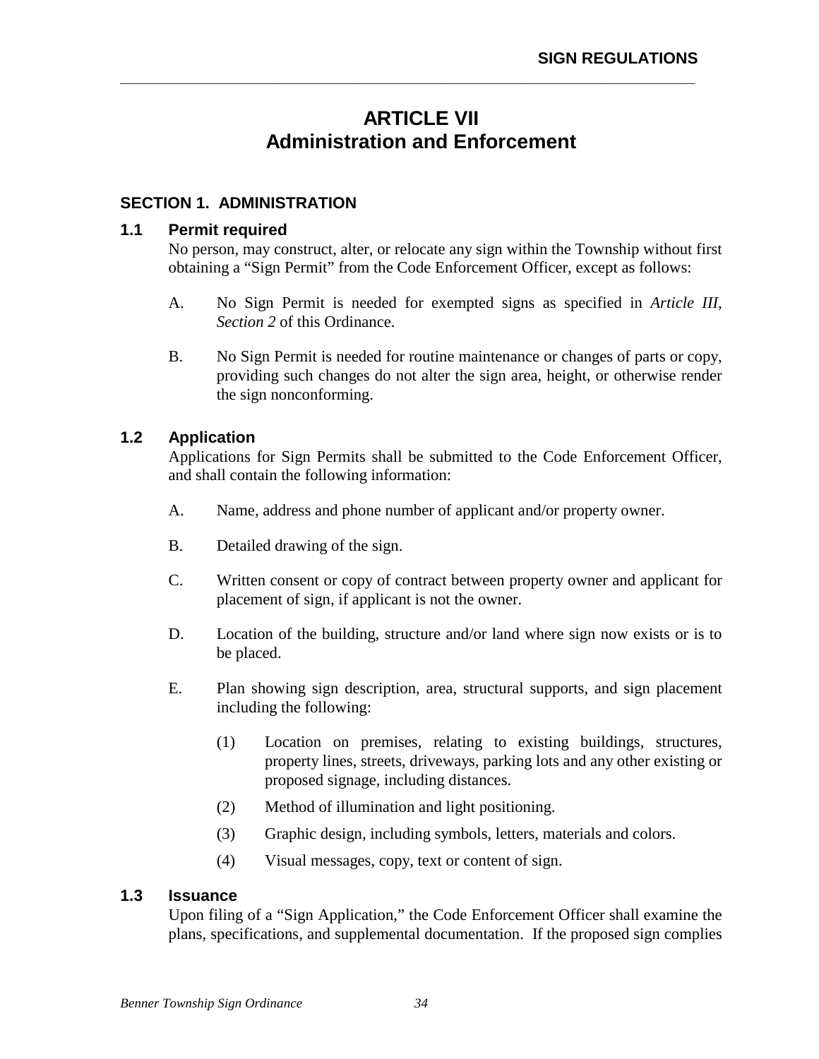# ARTICLE VII
# Administration and Enforcement

## SECTION 1. ADMINISTRATION

### 1.1 Permit required

No person, may construct, alter, or relocate any sign within the Township without first obtaining a "Sign Permit" from the Code Enforcement Officer, except as follows:

A. No Sign Permit is needed for exempted signs as specified in *Article III, Section 2* of this Ordinance.

B. No Sign Permit is needed for routine maintenance or changes of parts or copy, providing such changes do not alter the sign area, height, or otherwise render the sign nonconforming.

### 1.2 Application

Applications for Sign Permits shall be submitted to the Code Enforcement Officer, and shall contain the following information:

A. Name, address and phone number of applicant and/or property owner.

B. Detailed drawing of the sign.

C. Written consent or copy of contract between property owner and applicant for placement of sign, if applicant is not the owner.

D. Location of the building, structure and/or land where sign now exists or is to be placed.

E. Plan showing sign description, area, structural supports, and sign placement including the following:

(1) Location on premises, relating to existing buildings, structures, property lines, streets, driveways, parking lots and any other existing or proposed signage, including distances.

(2) Method of illumination and light positioning.

(3) Graphic design, including symbols, letters, materials and colors.

(4) Visual messages, copy, text or content of sign.

### 1.3 Issuance

Upon filing of a "Sign Application," the Code Enforcement Officer shall examine the plans, specifications, and supplemental documentation. If the proposed sign complies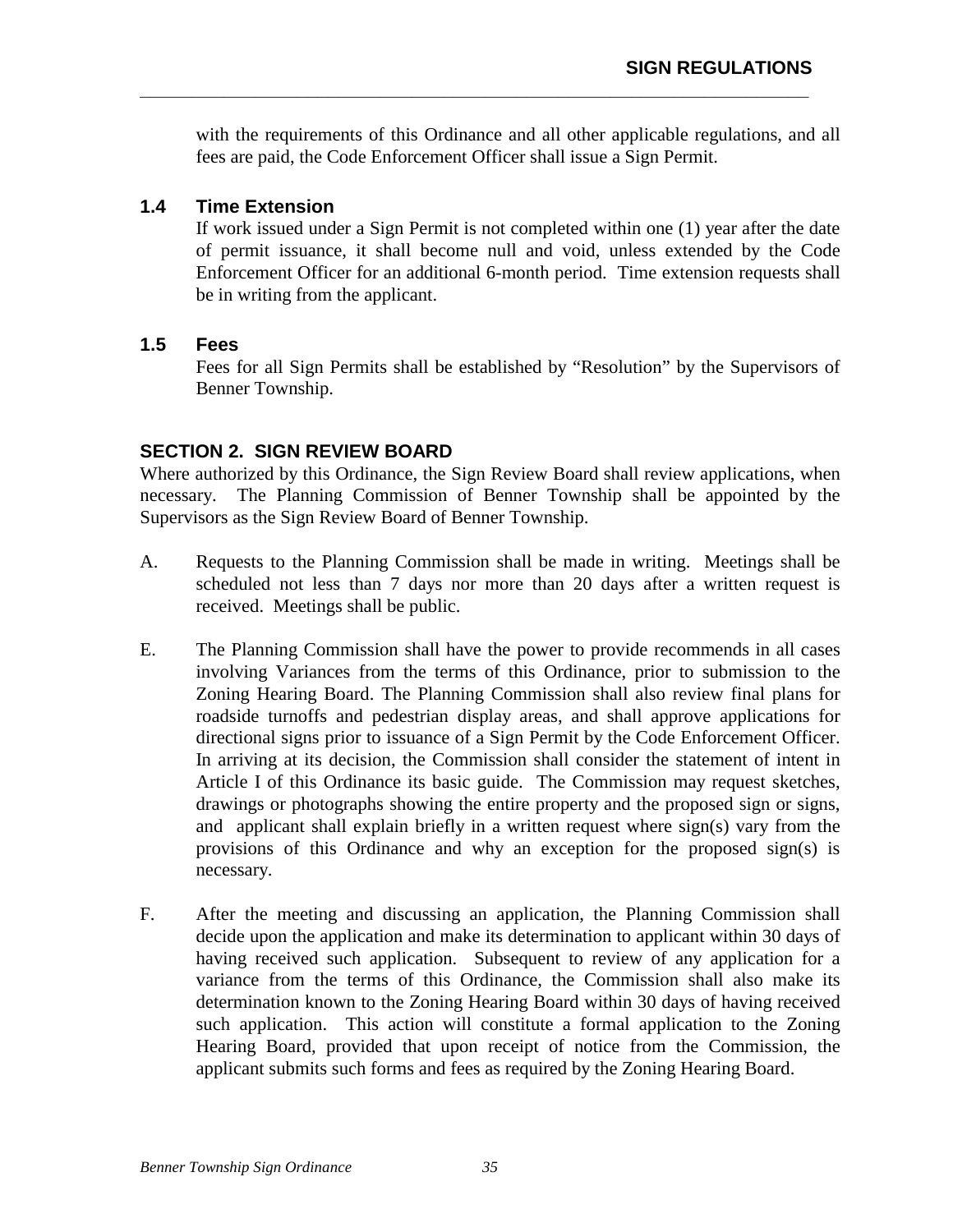with the requirements of this Ordinance and all other applicable regulations, and all fees are paid, the Code Enforcement Officer shall issue a Sign Permit.

### 1.4 Time Extension

If work issued under a Sign Permit is not completed within one (1) year after the date of permit issuance, it shall become null and void, unless extended by the Code Enforcement Officer for an additional 6-month period. Time extension requests shall be in writing from the applicant.

### 1.5 Fees

Fees for all Sign Permits shall be established by "Resolution" by the Supervisors of Benner Township.

## SECTION 2. SIGN REVIEW BOARD

Where authorized by this Ordinance, the Sign Review Board shall review applications, when necessary. The Planning Commission of Benner Township shall be appointed by the Supervisors as the Sign Review Board of Benner Township.

A. Requests to the Planning Commission shall be made in writing. Meetings shall be scheduled not less than 7 days nor more than 20 days after a written request is received. Meetings shall be public.

E. The Planning Commission shall have the power to provide recommends in all cases involving Variances from the terms of this Ordinance, prior to submission to the Zoning Hearing Board. The Planning Commission shall also review final plans for roadside turnoffs and pedestrian display areas, and shall approve applications for directional signs prior to issuance of a Sign Permit by the Code Enforcement Officer. In arriving at its decision, the Commission shall consider the statement of intent in Article I of this Ordinance its basic guide. The Commission may request sketches, drawings or photographs showing the entire property and the proposed sign or signs, and applicant shall explain briefly in a written request where sign(s) vary from the provisions of this Ordinance and why an exception for the proposed sign(s) is necessary.

F. After the meeting and discussing an application, the Planning Commission shall decide upon the application and make its determination to applicant within 30 days of having received such application. Subsequent to review of any application for a variance from the terms of this Ordinance, the Commission shall also make its determination known to the Zoning Hearing Board within 30 days of having received such application. This action will constitute a formal application to the Zoning Hearing Board, provided that upon receipt of notice from the Commission, the applicant submits such forms and fees as required by the Zoning Hearing Board.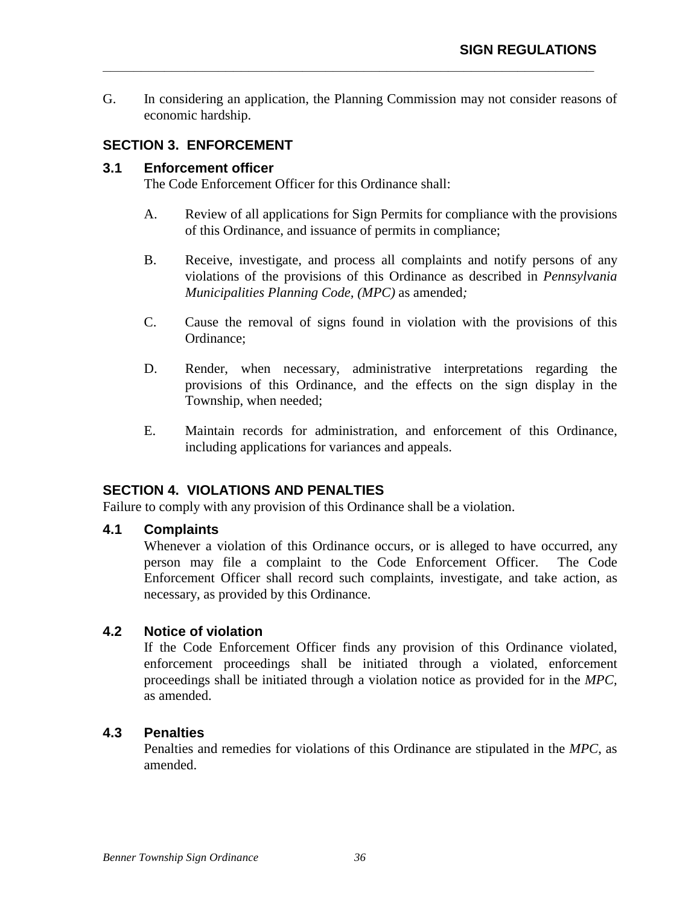G. In considering an application, the Planning Commission may not consider reasons of economic hardship.

## SECTION 3. ENFORCEMENT

### 3.1 Enforcement officer

The Code Enforcement Officer for this Ordinance shall:

A. Review of all applications for Sign Permits for compliance with the provisions of this Ordinance, and issuance of permits in compliance;

B. Receive, investigate, and process all complaints and notify persons of any violations of the provisions of this Ordinance as described in *Pennsylvania Municipalities Planning Code, (MPC)* as amended*;*

C. Cause the removal of signs found in violation with the provisions of this Ordinance;

D. Render, when necessary, administrative interpretations regarding the provisions of this Ordinance, and the effects on the sign display in the Township, when needed;

E. Maintain records for administration, and enforcement of this Ordinance, including applications for variances and appeals.

## SECTION 4. VIOLATIONS AND PENALTIES

Failure to comply with any provision of this Ordinance shall be a violation.

### 4.1 Complaints

Whenever a violation of this Ordinance occurs, or is alleged to have occurred, any person may file a complaint to the Code Enforcement Officer. The Code Enforcement Officer shall record such complaints, investigate, and take action, as necessary, as provided by this Ordinance.

### 4.2 Notice of violation

If the Code Enforcement Officer finds any provision of this Ordinance violated, enforcement proceedings shall be initiated through a violated, enforcement proceedings shall be initiated through a violation notice as provided for in the *MPC,* as amended.

### 4.3 Penalties

Penalties and remedies for violations of this Ordinance are stipulated in the *MPC*, as amended.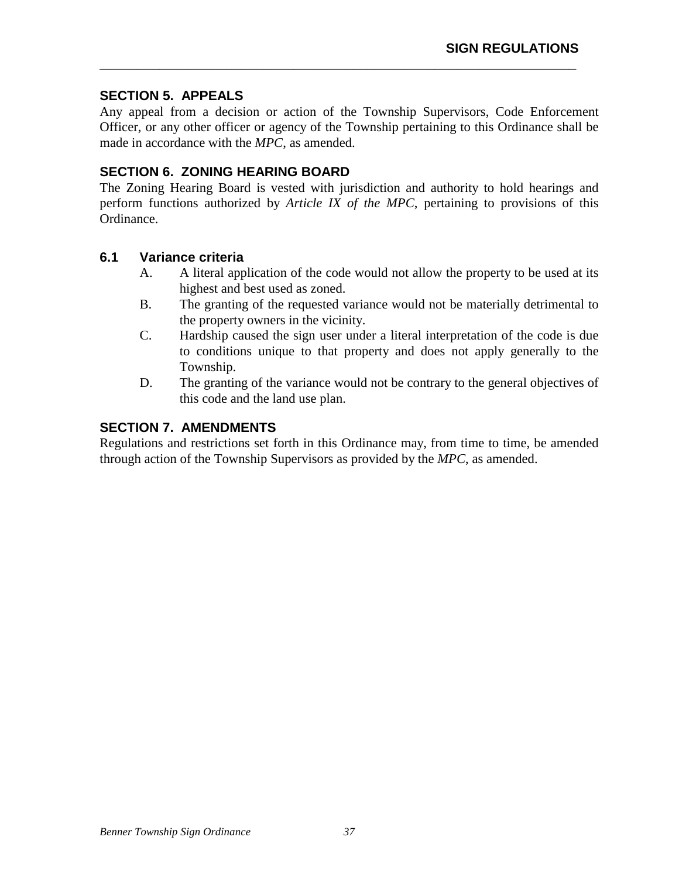## SECTION 5. APPEALS

Any appeal from a decision or action of the Township Supervisors, Code Enforcement Officer, or any other officer or agency of the Township pertaining to this Ordinance shall be made in accordance with the *MPC*, as amended.

## SECTION 6. ZONING HEARING BOARD

The Zoning Hearing Board is vested with jurisdiction and authority to hold hearings and perform functions authorized by *Article IX of the MPC*, pertaining to provisions of this Ordinance.

### 6.1 Variance criteria

A. A literal application of the code would not allow the property to be used at its highest and best used as zoned.

B. The granting of the requested variance would not be materially detrimental to the property owners in the vicinity.

C. Hardship caused the sign user under a literal interpretation of the code is due to conditions unique to that property and does not apply generally to the Township.

D. The granting of the variance would not be contrary to the general objectives of this code and the land use plan.

## SECTION 7. AMENDMENTS

Regulations and restrictions set forth in this Ordinance may, from time to time, be amended through action of the Township Supervisors as provided by the *MPC*, as amended.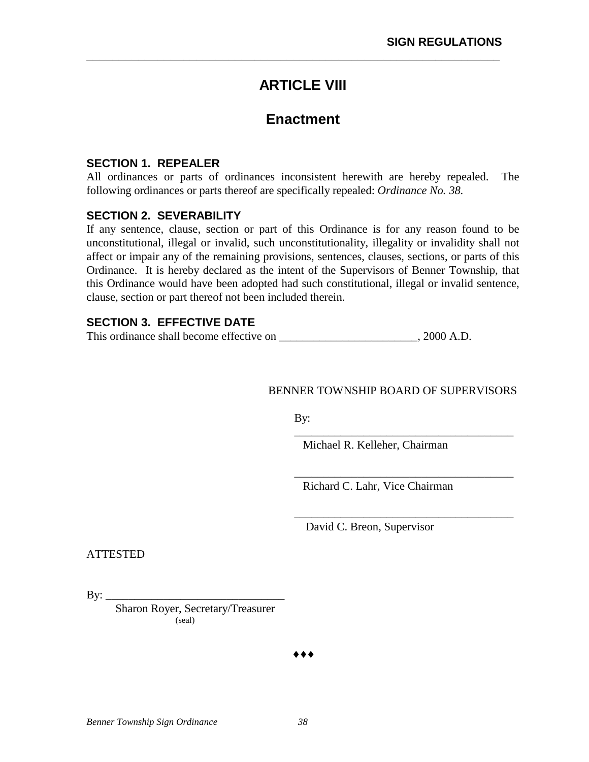# ARTICLE VIII

## Enactment

### SECTION 1. REPEALER

All ordinances or parts of ordinances inconsistent herewith are hereby repealed. The following ordinances or parts thereof are specifically repealed: *Ordinance No. 38.*

### SECTION 2. SEVERABILITY

If any sentence, clause, section or part of this Ordinance is for any reason found to be unconstitutional, illegal or invalid, such unconstitutionality, illegality or invalidity shall not affect or impair any of the remaining provisions, sentences, clauses, sections, or parts of this Ordinance. It is hereby declared as the intent of the Supervisors of Benner Township, that this Ordinance would have been adopted had such constitutional, illegal or invalid sentence, clause, section or part thereof not been included therein.

### SECTION 3. EFFECTIVE DATE

This ordinance shall become effective on ________________________, 2000 A.D.

BENNER TOWNSHIP BOARD OF SUPERVISORS

By:

______________________________________
Michael R. Kelleher, Chairman

______________________________________
Richard C. Lahr, Vice Chairman

______________________________________
David C. Breon, Supervisor

ATTESTED

By: _______________________________
Sharon Royer, Secretary/Treasurer
(seal)

♦♦♦